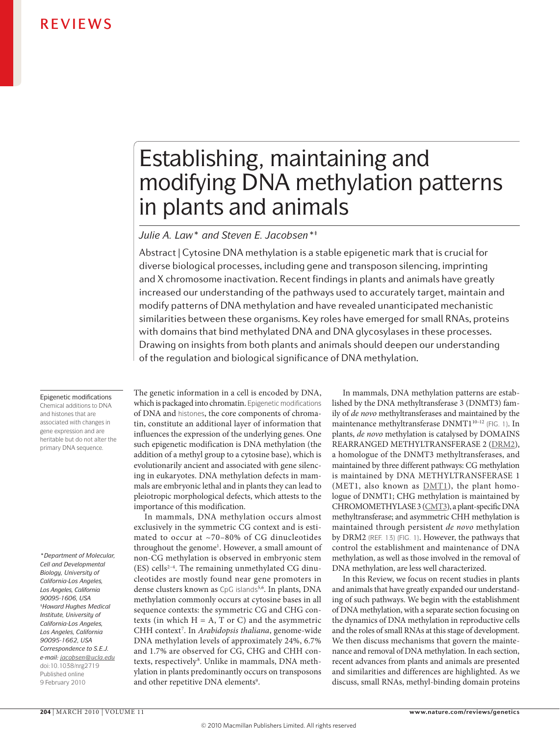# Establishing, maintaining and modifying DNA methylation patterns in plants and animals

*Julie A. Law\* and Steven E. Jacobsen\*‡*

Abstract | Cytosine DNA methylation is a stable epigenetic mark that is crucial for diverse biological processes, including gene and transposon silencing, imprinting and X chromosome inactivation. Recent findings in plants and animals have greatly increased our understanding of the pathways used to accurately target, maintain and modify patterns of DNA methylation and have revealed unanticipated mechanistic similarities between these organisms. Key roles have emerged for small RNAs, proteins with domains that bind methylated DNA and DNA glycosylases in these processes. Drawing on insights from both plants and animals should deepen our understanding of the regulation and biological significance of DNA methylation.

**Epigenetic modifications**
Chemical additions to DNA and histones that are associated with changes in gene expression and are heritable but do not alter the primary DNA sequence.

\*Department of Molecular, Cell and Developmental Biology, University of California-Los Angeles, Los Angeles, California 90095-1606, USA
‡Howard Hughes Medical Institute, University of California-Los Angeles, Los Angeles, California 90095-1662, USA
Correspondence to S.E.J.
e-mail: jacobsen@ucla.edu
doi:10.1038/nrg2719
Published online 9 February 2010

The genetic information in a cell is encoded by DNA, which is packaged into chromatin. Epigenetic modifications of DNA and histones, the core components of chromatin, constitute an additional layer of information that influences the expression of the underlying genes. One such epigenetic modification is DNA methylation (the addition of a methyl group to a cytosine base), which is evolutionarily ancient and associated with gene silencing in eukaryotes. DNA methylation defects in mammals are embryonic lethal and in plants they can lead to pleiotropic morphological defects, which attests to the importance of this modification.

In mammals, DNA methylation occurs almost exclusively in the symmetric CG context and is estimated to occur at ~70–80% of CG dinucleotides throughout the genome[1]. However, a small amount of non-CG methylation is observed in embryonic stem (ES) cells[2–4]. The remaining unmethylated CG dinucleotides are mostly found near gene promoters in dense clusters known as CpG islands[5,6]. In plants, DNA methylation commonly occurs at cytosine bases in all sequence contexts: the symmetric CG and CHG contexts (in which H = A, T or C) and the asymmetric CHH context[7]. In *Arabidopsis thaliana*, genome-wide DNA methylation levels of approximately 24%, 6.7% and 1.7% are observed for CG, CHG and CHH contexts, respectively[8]. Unlike in mammals, DNA methylation in plants predominantly occurs on transposons and other repetitive DNA elements[9].

In mammals, DNA methylation patterns are established by the DNA methyltransferase 3 (DNMT3) family of *de novo* methyltransferases and maintained by the maintenance methyltransferase DNMT1[10–12] (FIG. 1). In plants, *de novo* methylation is catalysed by DOMAINS REARRANGED METHYLTRANSFERASE 2 (DRM2), a homologue of the DNMT3 methyltransferases, and maintained by three different pathways: CG methylation is maintained by DNA METHYLTRANSFERASE 1 (MET1, also known as DMT1), the plant homologue of DNMT1; CHG methylation is maintained by CHROMOMETHYLASE 3 (CMT3), a plant-specific DNA methyltransferase; and asymmetric CHH methylation is maintained through persistent *de novo* methylation by DRM2 (REF. 13) (FIG. 1). However, the pathways that control the establishment and maintenance of DNA methylation, as well as those involved in the removal of DNA methylation, are less well characterized.

In this Review, we focus on recent studies in plants and animals that have greatly expanded our understanding of such pathways. We begin with the establishment of DNA methylation, with a separate section focusing on the dynamics of DNA methylation in reproductive cells and the roles of small RNAs at this stage of development. We then discuss mechanisms that govern the maintenance and removal of DNA methylation. In each section, recent advances from plants and animals are presented and similarities and differences are highlighted. As we discuss, small RNAs, methyl-binding domain proteins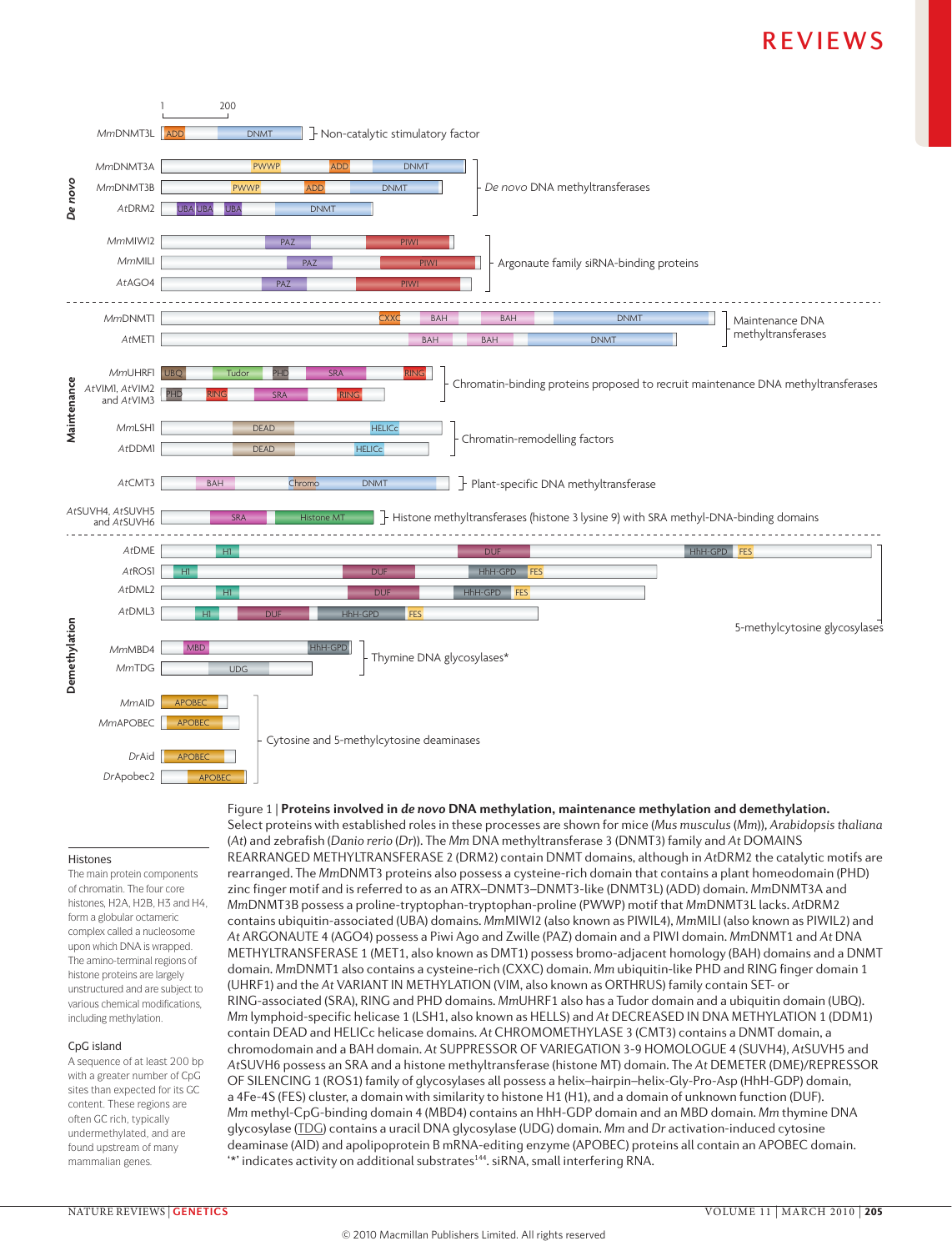Figure 1 | **Proteins involved in *de novo* DNA methylation, maintenance methylation and demethylation.** Select proteins with established roles in these processes are shown for mice (*Mus musculus* (*Mm*)), *Arabidopsis thaliana* (*At*) and zebrafish (*Danio rerio* (*Dr*)). The *Mm* DNA methyltransferase 3 (DNMT3) family and *At* DOMAINS REARRANGED METHYLTRANSFERASE 2 (DRM2) contain DNMT domains, although in *At*DRM2 the catalytic motifs are rearranged. The *Mm*DNMT3 proteins also possess a cysteine-rich domain that contains a plant homeodomain (PHD) zinc finger motif and is referred to as an ATRX–DNMT3–DNMT3-like (DNMT3L) (ADD) domain. *Mm*DNMT3A and *Mm*DNMT3B possess a proline-tryptophan-tryptophan-proline (PWWP) motif that *Mm*DNMT3L lacks. *At*DRM2 contains ubiquitin-associated (UBA) domains. *Mm*MIWI2 (also known as PIWIL4), *Mm*MILI (also known as PIWIL2) and *At* ARGONAUTE 4 (AGO4) possess a Piwi Ago and Zwille (PAZ) domain and a PIWI domain. *Mm*DNMT1 and *At* DNA METHYLTRANSFERASE 1 (MET1, also known as DMT1) possess bromo-adjacent homology (BAH) domains and a DNMT domain. *Mm*DNMT1 also contains a cysteine-rich (CXXC) domain. *Mm* ubiquitin-like PHD and RING finger domain 1 (UHRF1) and the *At* VARIANT IN METHYLATION (VIM, also known as ORTHRUS) family contain SET- or RING-associated (SRA), RING and PHD domains. *Mm*UHRF1 also has a Tudor domain and a ubiquitin domain (UBQ). *Mm* lymphoid-specific helicase 1 (LSH1, also known as HELLS) and *At* DECREASED IN DNA METHYLATION 1 (DDM1) contain DEAD and HELICc helicase domains. *At* CHROMOMETHYLASE 3 (CMT3) contains a DNMT domain, a chromodomain and a BAH domain. *At* SUPPRESSOR OF VARIEGATION 3-9 HOMOLOGUE 4 (SUVH4), *At*SUVH5 and *At*SUVH6 possess an SRA and a histone methyltransferase (histone MT) domain. The *At* DEMETER (DME)/REPRESSOR OF SILENCING 1 (ROS1) family of glycosylases all possess a helix–hairpin–helix-Gly-Pro-Asp (HhH-GDP) domain, a 4Fe-4S (FES) cluster, a domain with similarity to histone H1 (H1), and a domain of unknown function (DUF). *Mm* methyl-CpG-binding domain 4 (MBD4) contains an HhH-GDP domain and an MBD domain. *Mm* thymine DNA glycosylase (TDG) contains a uracil DNA glycosylase (UDG) domain. *Mm* and *Dr* activation-induced cytosine deaminase (AID) and apolipoprotein B mRNA-editing enzyme (APOBEC) proteins all contain an APOBEC domain. '*' indicates activity on additional substrates[144]. siRNA, small interfering RNA.

**Histones**
The main protein components of chromatin. The four core histones, H2A, H2B, H3 and H4, form a globular octameric complex called a nucleosome upon which DNA is wrapped. The amino-terminal regions of histone proteins are largely unstructured and are subject to various chemical modifications, including methylation.

**CpG island**
A sequence of at least 200 bp with a greater number of CpG sites than expected for its GC content. These regions are often GC rich, typically undermethylated, and are found upstream of many mammalian genes.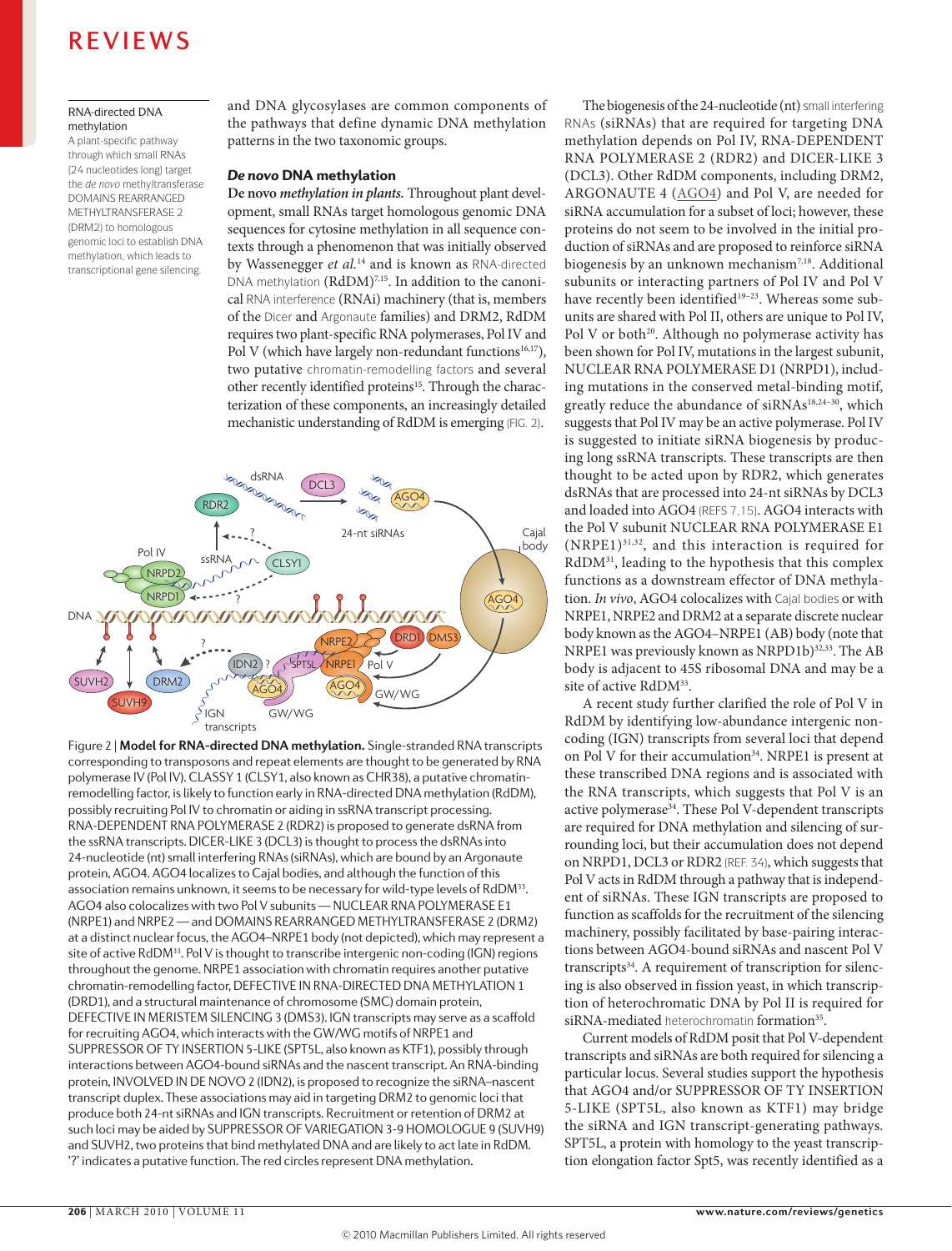**RNA-directed DNA methylation**
A plant-specific pathway through which small RNAs (24 nucleotides long) target the *de novo* methyltransferase DOMAINS REARRANGED METHYLTRANSFERASE 2 (DRM2) to homologous genomic loci to establish DNA methylation, which leads to transcriptional gene silencing.

and DNA glycosylases are common components of the pathways that define dynamic DNA methylation patterns in the two taxonomic groups.

### *De novo* DNA methylation

De novo ***methylation in plants.*** Throughout plant development, small RNAs target homologous genomic DNA sequences for cytosine methylation in all sequence contexts through a phenomenon that was initially observed by Wassenegger *et al.*[14] and is known as RNA-directed DNA methylation (RdDM)[7,15]. In addition to the canonical RNA interference (RNAi) machinery (that is, members of the Dicer and Argonaute families) and DRM2, RdDM requires two plant-specific RNA polymerases, Pol IV and Pol V (which have largely non-redundant functions[16,17]), two putative chromatin-remodelling factors and several other recently identified proteins[15]. Through the characterization of these components, an increasingly detailed mechanistic understanding of RdDM is emerging (FIG. 2).

Figure 2 | **Model for RNA-directed DNA methylation.** Single-stranded RNA transcripts corresponding to transposons and repeat elements are thought to be generated by RNA polymerase IV (Pol IV). CLASSY 1 (CLSY1, also known as CHR38), a putative chromatin-remodelling factor, is likely to function early in RNA-directed DNA methylation (RdDM), possibly recruiting Pol IV to chromatin or aiding in ssRNA transcript processing. RNA-DEPENDENT RNA POLYMERASE 2 (RDR2) is proposed to generate dsRNA from the ssRNA transcripts. DICER-LIKE 3 (DCL3) is thought to process the dsRNAs into 24-nucleotide (nt) small interfering RNAs (siRNAs), which are bound by an Argonaute protein, AGO4. AGO4 localizes to Cajal bodies, and although the function of this association remains unknown, it seems to be necessary for wild-type levels of RdDM[33]. AGO4 also colocalizes with two Pol V subunits — NUCLEAR RNA POLYMERASE E1 (NRPE1) and NRPE2 — and DOMAINS REARRANGED METHYLTRANSFERASE 2 (DRM2) at a distinct nuclear focus, the AGO4–NRPE1 body (not depicted), which may represent a site of active RdDM[33]. Pol V is thought to transcribe intergenic non-coding (IGN) regions throughout the genome. NRPE1 association with chromatin requires another putative chromatin-remodelling factor, DEFECTIVE IN RNA-DIRECTED DNA METHYLATION 1 (DRD1), and a structural maintenance of chromosome (SMC) domain protein, DEFECTIVE IN MERISTEM SILENCING 3 (DMS3). IGN transcripts may serve as a scaffold for recruiting AGO4, which interacts with the GW/WG motifs of NRPE1 and SUPPRESSOR OF TY INSERTION 5-LIKE (SPT5L, also known as KTF1), possibly through interactions between AGO4-bound siRNAs and the nascent transcript. An RNA-binding protein, INVOLVED IN DE NOVO 2 (IDN2), is proposed to recognize the siRNA–nascent transcript duplex. These associations may aid in targeting DRM2 to genomic loci that produce both 24-nt siRNAs and IGN transcripts. Recruitment or retention of DRM2 at such loci may be aided by SUPPRESSOR OF VARIEGATION 3-9 HOMOLOGUE 9 (SUVH9) and SUVH2, two proteins that bind methylated DNA and are likely to act late in RdDM. '?' indicates a putative function. The red circles represent DNA methylation.

The biogenesis of the 24-nucleotide (nt) small interfering RNAs (siRNAs) that are required for targeting DNA methylation depends on Pol IV, RNA-DEPENDENT RNA POLYMERASE 2 (RDR2) and DICER-LIKE 3 (DCL3). Other RdDM components, including DRM2, ARGONAUTE 4 (AGO4) and Pol V, are needed for siRNA accumulation for a subset of loci; however, these proteins do not seem to be involved in the initial production of siRNAs and are proposed to reinforce siRNA biogenesis by an unknown mechanism[7,18]. Additional subunits or interacting partners of Pol IV and Pol V have recently been identified[19–23]. Whereas some subunits are shared with Pol II, others are unique to Pol IV, Pol V or both[20]. Although no polymerase activity has been shown for Pol IV, mutations in the largest subunit, NUCLEAR RNA POLYMERASE D1 (NRPD1), including mutations in the conserved metal-binding motif, greatly reduce the abundance of siRNAs[18,24–30], which suggests that Pol IV may be an active polymerase. Pol IV is suggested to initiate siRNA biogenesis by producing long ssRNA transcripts. These transcripts are then thought to be acted upon by RDR2, which generates dsRNAs that are processed into 24-nt siRNAs by DCL3 and loaded into AGO4 (REFS 7,15). AGO4 interacts with the Pol V subunit NUCLEAR RNA POLYMERASE E1 (NRPE1)[31,32], and this interaction is required for RdDM[31], leading to the hypothesis that this complex functions as a downstream effector of DNA methylation. *In vivo*, AGO4 colocalizes with Cajal bodies or with NRPE1, NRPE2 and DRM2 at a separate discrete nuclear body known as the AGO4–NRPE1 (AB) body (note that NRPE1 was previously known as NRPD1b)[32,33]. The AB body is adjacent to 45S ribosomal DNA and may be a site of active RdDM[33].

A recent study further clarified the role of Pol V in RdDM by identifying low-abundance intergenic noncoding (IGN) transcripts from several loci that depend on Pol V for their accumulation[34]. NRPE1 is present at these transcribed DNA regions and is associated with the RNA transcripts, which suggests that Pol V is an active polymerase[34]. These Pol V-dependent transcripts are required for DNA methylation and silencing of surrounding loci, but their accumulation does not depend on NRPD1, DCL3 or RDR2 (REF. 34), which suggests that Pol V acts in RdDM through a pathway that is independent of siRNAs. These IGN transcripts are proposed to function as scaffolds for the recruitment of the silencing machinery, possibly facilitated by base-pairing interactions between AGO4-bound siRNAs and nascent Pol V transcripts[34]. A requirement of transcription for silencing is also observed in fission yeast, in which transcription of heterochromatic DNA by Pol II is required for siRNA-mediated heterochromatin formation[35].

Current models of RdDM posit that Pol V-dependent transcripts and siRNAs are both required for silencing a particular locus. Several studies support the hypothesis that AGO4 and/or SUPPRESSOR OF TY INSERTION 5-LIKE (SPT5L, also known as KTF1) may bridge the siRNA and IGN transcript-generating pathways. SPT5L, a protein with homology to the yeast transcription elongation factor Spt5, was recently identified as a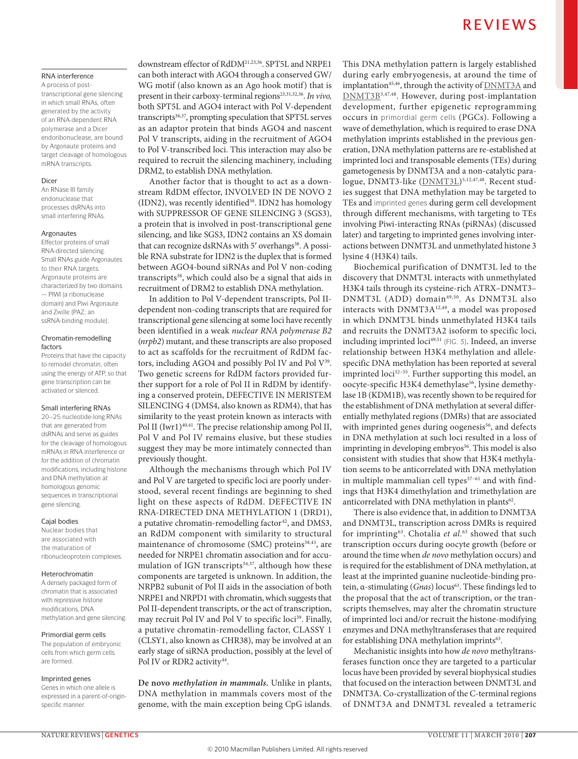**RNA interference**
A process of post-transcriptional gene silencing in which small RNAs, often generated by the activity of an RNA-dependent RNA polymerase and a Dicer endoribonuclease, are bound by Argonaute proteins and target cleavage of homologous mRNA transcripts.

**Dicer**
An RNase III family endonuclease that processes dsRNAs into small interfering RNAs.

**Argonautes**
Effector proteins of small RNA-directed silencing. Small RNAs guide Argonautes to their RNA targets. Argonaute proteins are characterized by two domains — PIWI (a ribonuclease domain) and Piwi Argonaute and Zwille (PAZ; an ssRNA-binding module).

**Chromatin-remodelling factors**
Proteins that have the capacity to remodel chromatin, often using the energy of ATP, so that gene transcription can be activated or silenced.

**Small interfering RNAs**
20–25 nucleotide-long RNAs that are generated from dsRNAs and serve as guides for the cleavage of homologous mRNAs in RNA interference or for the addition of chromatin modifications, including histone and DNA methylation at homologous genomic sequences in transcriptional gene silencing.

**Cajal bodies**
Nuclear bodies that are associated with the maturation of ribonucleoprotein complexes.

**Heterochromatin**
A densely packaged form of chromatin that is associated with repressive histone modifications, DNA methylation and gene silencing.

**Primordial germ cells**
The population of embryonic cells from which germ cells are formed.

**Imprinted genes**
Genes in which one allele is expressed in a parent-of-origin-specific manner.

downstream effector of RdDM[21,23,36]. SPT5L and NRPE1 can both interact with AGO4 through a conserved GW/WG motif (also known as an Ago hook motif) that is present in their carboxy-terminal regions[23,31,32,36]. *In vivo,* both SPT5L and AGO4 interact with Pol V-dependent transcripts[36,37], prompting speculation that SPT5L serves as an adaptor protein that binds AGO4 and nascent Pol V transcripts, aiding in the recruitment of AGO4 to Pol V-transcribed loci. This interaction may also be required to recruit the silencing machinery, including DRM2, to establish DNA methylation.

Another factor that is thought to act as a downstream RdDM effector, INVOLVED IN DE NOVO 2 (IDN2), was recently identified[38]. IDN2 has homology with SUPPRESSOR OF GENE SILENCING 3 (SGS3), a protein that is involved in post-transcriptional gene silencing, and like SGS3, IDN2 contains an XS domain that can recognize dsRNAs with 5′ overhangs[38]. A possible RNA substrate for IDN2 is the duplex that is formed between AGO4-bound siRNAs and Pol V non-coding transcripts[38], which could also be a signal that aids in recruitment of DRM2 to establish DNA methylation.

In addition to Pol V-dependent transcripts, Pol II-dependent non-coding transcripts that are required for transcriptional gene silencing at some loci have recently been identified in a weak *nuclear RNA polymerase B2* (*nrpb2*) mutant, and these transcripts are also proposed to act as scaffolds for the recruitment of RdDM factors, including AGO4 and possibly Pol IV and Pol V[39]. Two genetic screens for RdDM factors provided further support for a role of Pol II in RdDM by identifying a conserved protein, DEFECTIVE IN MERISTEM SILENCING 4 (DMS4, also known as RDM4), that has similarity to the yeast protein known as interacts with Pol II (Iwr1)[40,41]. The precise relationship among Pol II, Pol V and Pol IV remains elusive, but these studies suggest they may be more intimately connected than previously thought.

Although the mechanisms through which Pol IV and Pol V are targeted to specific loci are poorly understood, several recent findings are beginning to shed light on these aspects of RdDM. DEFECTIVE IN RNA-DIRECTED DNA METHYLATION 1 (DRD1), a putative chromatin-remodelling factor[42], and DMS3, an RdDM component with similarity to structural maintenance of chromosome (SMC) proteins[38,43], are needed for NRPE1 chromatin association and for accumulation of IGN transcripts[34,37], although how these components are targeted is unknown. In addition, the NRPB2 subunit of Pol II aids in the association of both NRPE1 and NRPD1 with chromatin, which suggests that Pol II-dependent transcripts, or the act of transcription, may recruit Pol IV and Pol V to specific loci[39]. Finally, a putative chromatin-remodelling factor, CLASSY 1 (CLSY1, also known as CHR38), may be involved at an early stage of siRNA production, possibly at the level of Pol IV or RDR2 activity[44].

**De novo *methylation in mammals.*** Unlike in plants, DNA methylation in mammals covers most of the genome, with the main exception being CpG islands. This DNA methylation pattern is largely established during early embryogenesis, at around the time of implantation[45,46], through the activity of DNMT3A and DNMT3B[5,47,48]. However, during post-implantation development, further epigenetic reprogramming occurs in primordial germ cells (PGCs). Following a wave of demethylation, which is required to erase DNA methylation imprints established in the previous generation, DNA methylation patterns are re-established at imprinted loci and transposable elements (TEs) during gametogenesis by DNMT3A and a non-catalytic paralogue, DNMT3-like (DNMT3L)[5,12,47,48]. Recent studies suggest that DNA methylation may be targeted to TEs and imprinted genes during germ cell development through different mechanisms, with targeting to TEs involving Piwi-interacting RNAs (piRNAs) (discussed later) and targeting to imprinted genes involving interactions between DNMT3L and unmethylated histone 3 lysine 4 (H3K4) tails.

Biochemical purification of DNMT3L led to the discovery that DNMT3L interacts with unmethylated H3K4 tails through its cysteine-rich ATRX–DNMT3–DNMT3L (ADD) domain[49,50]. As DNMT3L also interacts with DNMT3A[12,49], a model was proposed in which DNMT3L binds unmethylated H3K4 tails and recruits the DNMT3A2 isoform to specific loci, including imprinted loci[49,51] (FIG. 3). Indeed, an inverse relationship between H3K4 methylation and allele-specific DNA methylation has been reported at several imprinted loci[52–55]. Further supporting this model, an oocyte-specific H3K4 demethylase[56], lysine demethylase 1B (KDM1B), was recently shown to be required for the establishment of DNA methylation at several differentially methylated regions (DMRs) that are associated with imprinted genes during oogenesis[56], and defects in DNA methylation at such loci resulted in a loss of imprinting in developing embryos[56]. This model is also consistent with studies that show that H3K4 methylation seems to be anticorrelated with DNA methylation in multiple mammalian cell types[57–61] and with findings that H3K4 dimethylation and trimethylation are anticorrelated with DNA methylation in plants[62].

There is also evidence that, in addition to DNMT3A and DNMT3L, transcription across DMRs is required for imprinting[63]. Chotalia *et al.*[63] showed that such transcription occurs during oocyte growth (before or around the time when *de novo* methylation occurs) and is required for the establishment of DNA methylation, at least at the imprinted guanine nucleotide-binding protein, α-stimulating (*Gnas*) locus[63]. These findings led to the proposal that the act of transcription, or the transcripts themselves, may alter the chromatin structure of imprinted loci and/or recruit the histone-modifying enzymes and DNA methyltransferases that are required for establishing DNA methylation imprints[63].

Mechanistic insights into how *de novo* methyltransferases function once they are targeted to a particular locus have been provided by several biophysical studies that focused on the interaction between DNMT3L and DNMT3A. Co-crystallization of the C-terminal regions of DNMT3A and DNMT3L revealed a tetrameric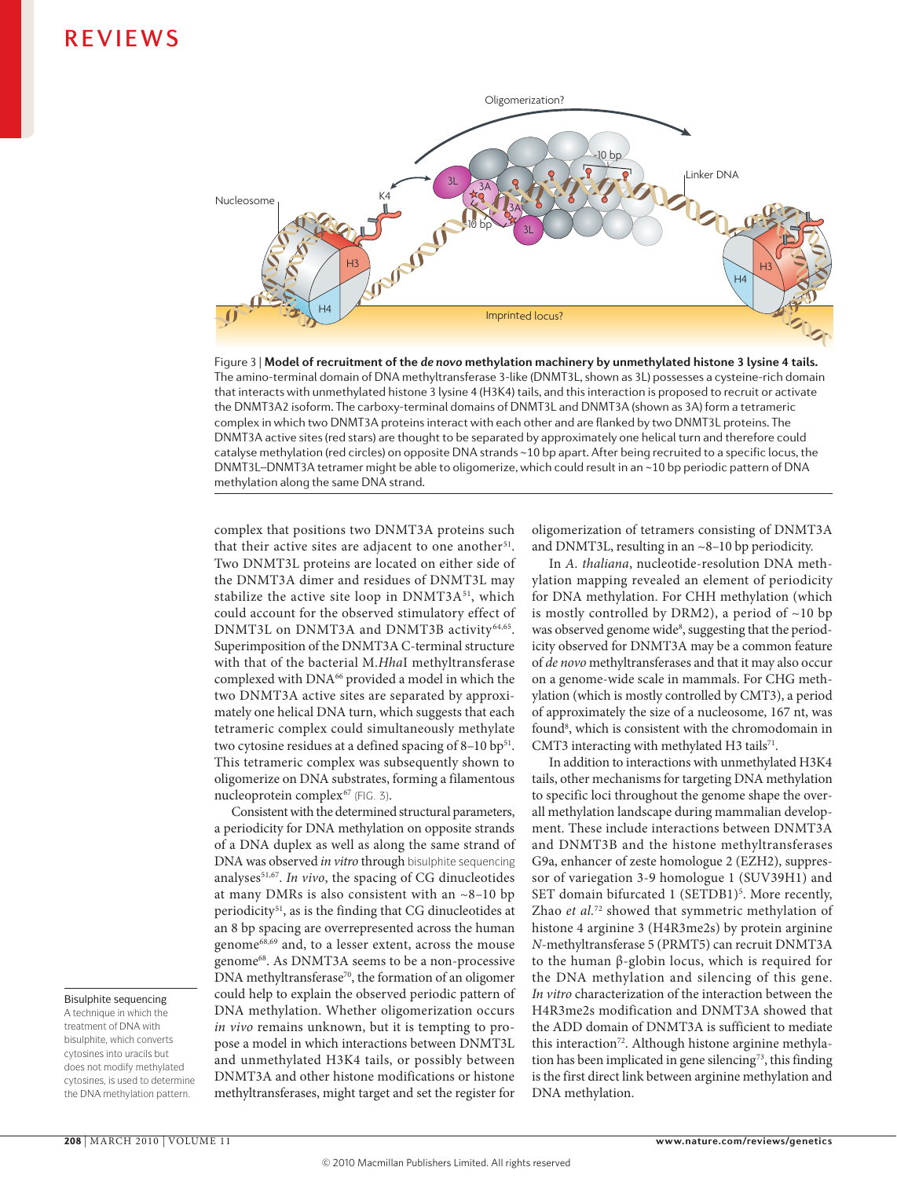Figure 3 | **Model of recruitment of the *de novo* methylation machinery by unmethylated histone 3 lysine 4 tails.** The amino-terminal domain of DNA methyltransferase 3-like (DNMT3L, shown as 3L) possesses a cysteine-rich domain that interacts with unmethylated histone 3 lysine 4 (H3K4) tails, and this interaction is proposed to recruit or activate the DNMT3A2 isoform. The carboxy-terminal domains of DNMT3L and DNMT3A (shown as 3A) form a tetrameric complex in which two DNMT3A proteins interact with each other and are flanked by two DNMT3L proteins. The DNMT3A active sites (red stars) are thought to be separated by approximately one helical turn and therefore could catalyse methylation (red circles) on opposite DNA strands ~10 bp apart. After being recruited to a specific locus, the DNMT3L–DNMT3A tetramer might be able to oligomerize, which could result in an ~10 bp periodic pattern of DNA methylation along the same DNA strand.

complex that positions two DNMT3A proteins such that their active sites are adjacent to one another[51]. Two DNMT3L proteins are located on either side of the DNMT3A dimer and residues of DNMT3L may stabilize the active site loop in DNMT3A[51], which could account for the observed stimulatory effect of DNMT3L on DNMT3A and DNMT3B activity[64,65]. Superimposition of the DNMT3A C-terminal structure with that of the bacterial M.*Hha*I methyltransferase complexed with DNA[66] provided a model in which the two DNMT3A active sites are separated by approximately one helical DNA turn, which suggests that each tetrameric complex could simultaneously methylate two cytosine residues at a defined spacing of 8–10 bp[51]. This tetrameric complex was subsequently shown to oligomerize on DNA substrates, forming a filamentous nucleoprotein complex[67] (FIG. 3).

Consistent with the determined structural parameters, a periodicity for DNA methylation on opposite strands of a DNA duplex as well as along the same strand of DNA was observed *in vitro* through bisulphite sequencing analyses[51,67]. *In vivo*, the spacing of CG dinucleotides at many DMRs is also consistent with an ~8–10 bp periodicity[51], as is the finding that CG dinucleotides at an 8 bp spacing are overrepresented across the human genome[68,69] and, to a lesser extent, across the mouse genome[68]. As DNMT3A seems to be a non-processive DNA methyltransferase[70], the formation of an oligomer could help to explain the observed periodic pattern of DNA methylation. Whether oligomerization occurs *in vivo* remains unknown, but it is tempting to propose a model in which interactions between DNMT3L and unmethylated H3K4 tails, or possibly between DNMT3A and other histone modifications or histone methyltransferases, might target and set the register for oligomerization of tetramers consisting of DNMT3A and DNMT3L, resulting in an ~8–10 bp periodicity.

**Bisulphite sequencing**
A technique in which the treatment of DNA with bisulphite, which converts cytosines into uracils but does not modify methylated cytosines, is used to determine the DNA methylation pattern.

In *A. thaliana*, nucleotide-resolution DNA methylation mapping revealed an element of periodicity for DNA methylation. For CHH methylation (which is mostly controlled by DRM2), a period of ~10 bp was observed genome wide[8], suggesting that the periodicity observed for DNMT3A may be a common feature of *de novo* methyltransferases and that it may also occur on a genome-wide scale in mammals. For CHG methylation (which is mostly controlled by CMT3), a period of approximately the size of a nucleosome, 167 nt, was found[8], which is consistent with the chromodomain in CMT3 interacting with methylated H3 tails[71].

In addition to interactions with unmethylated H3K4 tails, other mechanisms for targeting DNA methylation to specific loci throughout the genome shape the overall methylation landscape during mammalian development. These include interactions between DNMT3A and DNMT3B and the histone methyltransferases G9a, enhancer of zeste homologue 2 (EZH2), suppressor of variegation 3-9 homologue 1 (SUV39H1) and SET domain bifurcated 1 (SETDB1)[5]. More recently, Zhao *et al.*[72] showed that symmetric methylation of histone 4 arginine 3 (H4R3me2s) by protein arginine *N*-methyltransferase 5 (PRMT5) can recruit DNMT3A to the human β-globin locus, which is required for the DNA methylation and silencing of this gene. *In vitro* characterization of the interaction between the H4R3me2s modification and DNMT3A showed that the ADD domain of DNMT3A is sufficient to mediate this interaction[72]. Although histone arginine methylation has been implicated in gene silencing[73], this finding is the first direct link between arginine methylation and DNA methylation.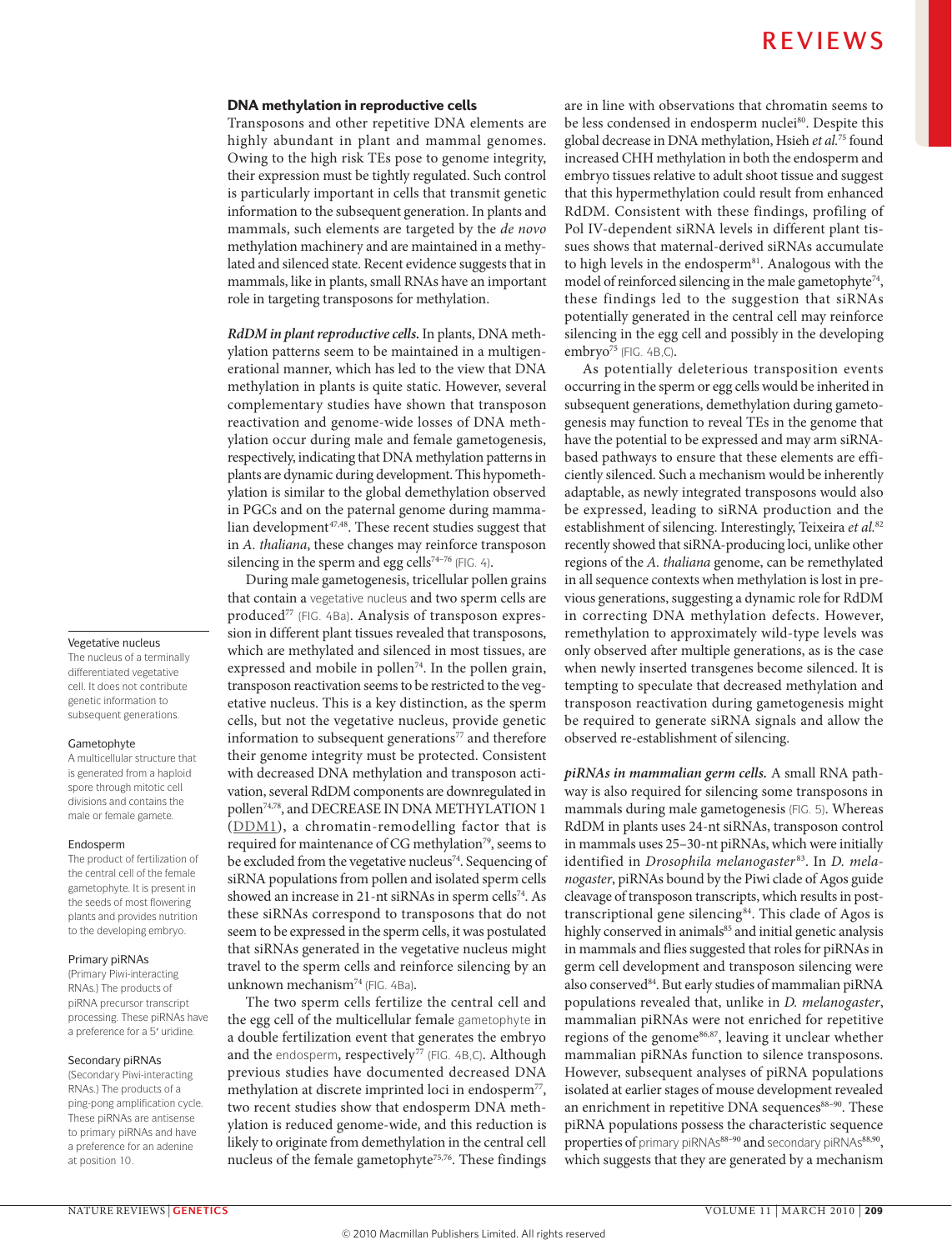## DNA methylation in reproductive cells

Transposons and other repetitive DNA elements are highly abundant in plant and mammal genomes. Owing to the high risk TEs pose to genome integrity, their expression must be tightly regulated. Such control is particularly important in cells that transmit genetic information to the subsequent generation. In plants and mammals, such elements are targeted by the *de novo* methylation machinery and are maintained in a methylated and silenced state. Recent evidence suggests that in mammals, like in plants, small RNAs have an important role in targeting transposons for methylation.

***RdDM in plant reproductive cells.*** In plants, DNA methylation patterns seem to be maintained in a multigenerational manner, which has led to the view that DNA methylation in plants is quite static. However, several complementary studies have shown that transposon reactivation and genome-wide losses of DNA methylation occur during male and female gametogenesis, respectively, indicating that DNA methylation patterns in plants are dynamic during development. This hypomethylation is similar to the global demethylation observed in PGCs and on the paternal genome during mammalian development[47,48]. These recent studies suggest that in *A. thaliana*, these changes may reinforce transposon silencing in the sperm and egg cells[74–76] (FIG. 4).

During male gametogenesis, tricellular pollen grains that contain a vegetative nucleus and two sperm cells are produced[77] (FIG. 4Ba). Analysis of transposon expression in different plant tissues revealed that transposons, which are methylated and silenced in most tissues, are expressed and mobile in pollen[74]. In the pollen grain, transposon reactivation seems to be restricted to the vegetative nucleus. This is a key distinction, as the sperm cells, but not the vegetative nucleus, provide genetic information to subsequent generations[77] and therefore their genome integrity must be protected. Consistent with decreased DNA methylation and transposon activation, several RdDM components are downregulated in pollen[74,78], and DECREASE IN DNA METHYLATION 1 (DDM1), a chromatin-remodelling factor that is required for maintenance of CG methylation[79], seems to be excluded from the vegetative nucleus[74]. Sequencing of siRNA populations from pollen and isolated sperm cells showed an increase in 21-nt siRNAs in sperm cells[74]. As these siRNAs correspond to transposons that do not seem to be expressed in the sperm cells, it was postulated that siRNAs generated in the vegetative nucleus might travel to the sperm cells and reinforce silencing by an unknown mechanism[74] (FIG. 4Ba).

The two sperm cells fertilize the central cell and the egg cell of the multicellular female gametophyte in a double fertilization event that generates the embryo and the endosperm, respectively[77] (FIG. 4B,C). Although previous studies have documented decreased DNA methylation at discrete imprinted loci in endosperm[77], two recent studies show that endosperm DNA methylation is reduced genome-wide, and this reduction is likely to originate from demethylation in the central cell nucleus of the female gametophyte[75,76]. These findings are in line with observations that chromatin seems to be less condensed in endosperm nuclei[80]. Despite this global decrease in DNA methylation, Hsieh *et al.*[75] found increased CHH methylation in both the endosperm and embryo tissues relative to adult shoot tissue and suggest that this hypermethylation could result from enhanced RdDM. Consistent with these findings, profiling of Pol IV-dependent siRNA levels in different plant tissues shows that maternal-derived siRNAs accumulate to high levels in the endosperm[81]. Analogous with the model of reinforced silencing in the male gametophyte[74], these findings led to the suggestion that siRNAs potentially generated in the central cell may reinforce silencing in the egg cell and possibly in the developing embryo[75] (FIG. 4B,C).

As potentially deleterious transposition events occurring in the sperm or egg cells would be inherited in subsequent generations, demethylation during gametogenesis may function to reveal TEs in the genome that have the potential to be expressed and may arm siRNA-based pathways to ensure that these elements are efficiently silenced. Such a mechanism would be inherently adaptable, as newly integrated transposons would also be expressed, leading to siRNA production and the establishment of silencing. Interestingly, Teixeira *et al.*[82] recently showed that siRNA-producing loci, unlike other regions of the *A. thaliana* genome, can be remethylated in all sequence contexts when methylation is lost in previous generations, suggesting a dynamic role for RdDM in correcting DNA methylation defects. However, remethylation to approximately wild-type levels was only observed after multiple generations, as is the case when newly inserted transgenes become silenced. It is tempting to speculate that decreased methylation and transposon reactivation during gametogenesis might be required to generate siRNA signals and allow the observed re-establishment of silencing.

***piRNAs in mammalian germ cells.*** A small RNA pathway is also required for silencing some transposons in mammals during male gametogenesis (FIG. 5). Whereas RdDM in plants uses 24-nt siRNAs, transposon control in mammals uses 25–30-nt piRNAs, which were initially identified in *Drosophila melanogaster*[83]. In *D. melanogaster*, piRNAs bound by the Piwi clade of Agos guide cleavage of transposon transcripts, which results in post-transcriptional gene silencing[84]. This clade of Agos is highly conserved in animals[85] and initial genetic analysis in mammals and flies suggested that roles for piRNAs in germ cell development and transposon silencing were also conserved[84]. But early studies of mammalian piRNA populations revealed that, unlike in *D. melanogaster*, mammalian piRNAs were not enriched for repetitive regions of the genome[86,87], leaving it unclear whether mammalian piRNAs function to silence transposons. However, subsequent analyses of piRNA populations isolated at earlier stages of mouse development revealed an enrichment in repetitive DNA sequences[88–90]. These piRNA populations possess the characteristic sequence properties of primary piRNAs[88–90] and secondary piRNAs[88,90], which suggests that they are generated by a mechanism

**Vegetative nucleus**
The nucleus of a terminally differentiated vegetative cell. It does not contribute genetic information to subsequent generations.

**Gametophyte**
A multicellular structure that is generated from a haploid spore through mitotic cell divisions and contains the male or female gamete.

**Endosperm**
The product of fertilization of the central cell of the female gametophyte. It is present in the seeds of most flowering plants and provides nutrition to the developing embryo.

**Primary piRNAs**
(Primary Piwi-interacting RNAs.) The products of piRNA precursor transcript processing. These piRNAs have a preference for a 5′ uridine.

**Secondary piRNAs**
(Secondary Piwi-interacting RNAs.) The products of a ping-pong amplification cycle. These piRNAs are antisense to primary piRNAs and have a preference for an adenine at position 10.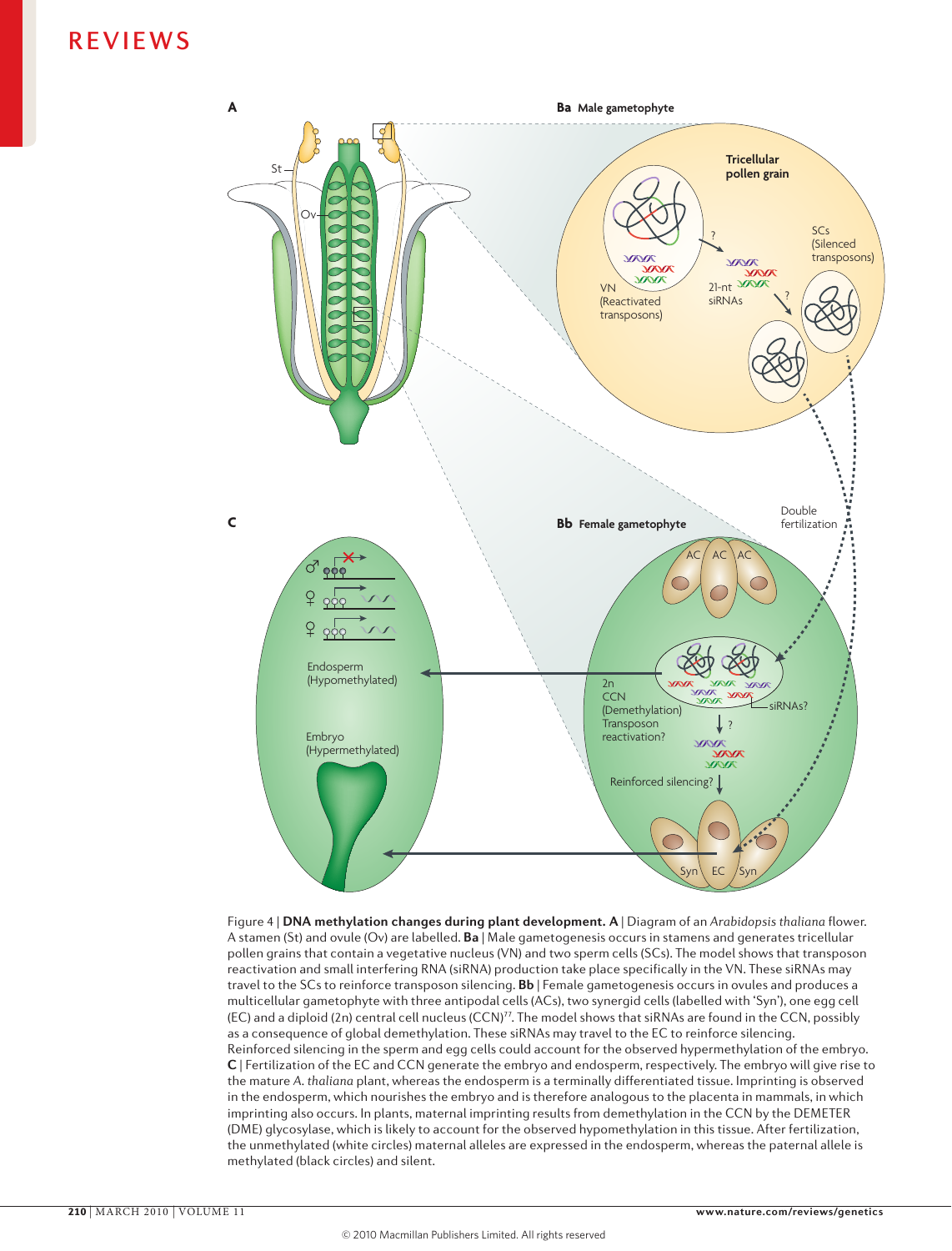Figure 4 | **DNA methylation changes during plant development. A** | Diagram of an *Arabidopsis thaliana* flower. A stamen (St) and ovule (Ov) are labelled. **Ba** | Male gametogenesis occurs in stamens and generates tricellular pollen grains that contain a vegetative nucleus (VN) and two sperm cells (SCs). The model shows that transposon reactivation and small interfering RNA (siRNA) production take place specifically in the VN. These siRNAs may travel to the SCs to reinforce transposon silencing. **Bb** | Female gametogenesis occurs in ovules and produces a multicellular gametophyte with three antipodal cells (ACs), two synergid cells (labelled with 'Syn'), one egg cell (EC) and a diploid (2n) central cell nucleus (CCN)[77]. The model shows that siRNAs are found in the CCN, possibly as a consequence of global demethylation. These siRNAs may travel to the EC to reinforce silencing. Reinforced silencing in the sperm and egg cells could account for the observed hypermethylation of the embryo. **C** | Fertilization of the EC and CCN generate the embryo and endosperm, respectively. The embryo will give rise to the mature *A. thaliana* plant, whereas the endosperm is a terminally differentiated tissue. Imprinting is observed in the endosperm, which nourishes the embryo and is therefore analogous to the placenta in mammals, in which imprinting also occurs. In plants, maternal imprinting results from demethylation in the CCN by the DEMETER (DME) glycosylase, which is likely to account for the observed hypomethylation in this tissue. After fertilization, the unmethylated (white circles) maternal alleles are expressed in the endosperm, whereas the paternal allele is methylated (black circles) and silent.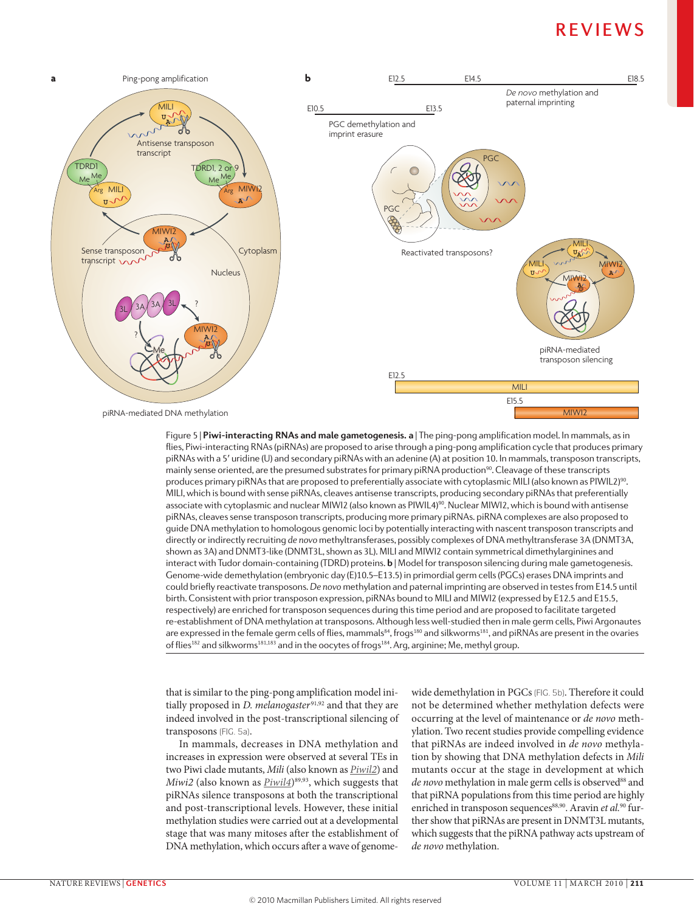Figure 5 | **Piwi-interacting RNAs and male gametogenesis. a** | The ping-pong amplification model. In mammals, as in flies, Piwi-interacting RNAs (piRNAs) are proposed to arise through a ping-pong amplification cycle that produces primary piRNAs with a 5′ uridine (U) and secondary piRNAs with an adenine (A) at position 10. In mammals, transposon transcripts, mainly sense oriented, are the presumed substrates for primary piRNA production[90]. Cleavage of these transcripts produces primary piRNAs that are proposed to preferentially associate with cytoplasmic MILI (also known as PIWIL2)[90]. MILI, which is bound with sense piRNAs, cleaves antisense transcripts, producing secondary piRNAs that preferentially associate with cytoplasmic and nuclear MIWI2 (also known as PIWIL4)[90]. Nuclear MIWI2, which is bound with antisense piRNAs, cleaves sense transposon transcripts, producing more primary piRNAs. piRNA complexes are also proposed to guide DNA methylation to homologous genomic loci by potentially interacting with nascent transposon transcripts and directly or indirectly recruiting *de novo* methyltransferases, possibly complexes of DNA methyltransferase 3A (DNMT3A, shown as 3A) and DNMT3-like (DNMT3L, shown as 3L). MILI and MIWI2 contain symmetrical dimethylarginines and interact with Tudor domain-containing (TDRD) proteins. **b** | Model for transposon silencing during male gametogenesis. Genome-wide demethylation (embryonic day (E)10.5–E13.5) in primordial germ cells (PGCs) erases DNA imprints and could briefly reactivate transposons. *De novo* methylation and paternal imprinting are observed in testes from E14.5 until birth. Consistent with prior transposon expression, piRNAs bound to MILI and MIWI2 (expressed by E12.5 and E15.5, respectively) are enriched for transposon sequences during this time period and are proposed to facilitate targeted re-establishment of DNA methylation at transposons. Although less well-studied then in male germ cells, Piwi Argonautes are expressed in the female germ cells of flies, mammals[84], frogs[180] and silkworms[181], and piRNAs are present in the ovaries of flies[182] and silkworms[181,183] and in the oocytes of frogs[184]. Arg, arginine; Me, methyl group.

that is similar to the ping-pong amplification model initially proposed in *D. melanogaster*[91,92] and that they are indeed involved in the post-transcriptional silencing of transposons (FIG. 5a).

In mammals, decreases in DNA methylation and increases in expression were observed at several TEs in two Piwi clade mutants, *Mili* (also known as *Piwil2*) and *Miwi2* (also known as *Piwil4*)[89,93], which suggests that piRNAs silence transposons at both the transcriptional and post-transcriptional levels. However, these initial methylation studies were carried out at a developmental stage that was many mitoses after the establishment of DNA methylation, which occurs after a wave of genome-wide demethylation in PGCs (FIG. 5b). Therefore it could not be determined whether methylation defects were occurring at the level of maintenance or *de novo* methylation. Two recent studies provide compelling evidence that piRNAs are indeed involved in *de novo* methylation by showing that DNA methylation defects in *Mili* mutants occur at the stage in development at which *de novo* methylation in male germ cells is observed[88] and that piRNA populations from this time period are highly enriched in transposon sequences[88,90]. Aravin *et al.*[90] further show that piRNAs are present in DNMT3L mutants, which suggests that the piRNA pathway acts upstream of *de novo* methylation.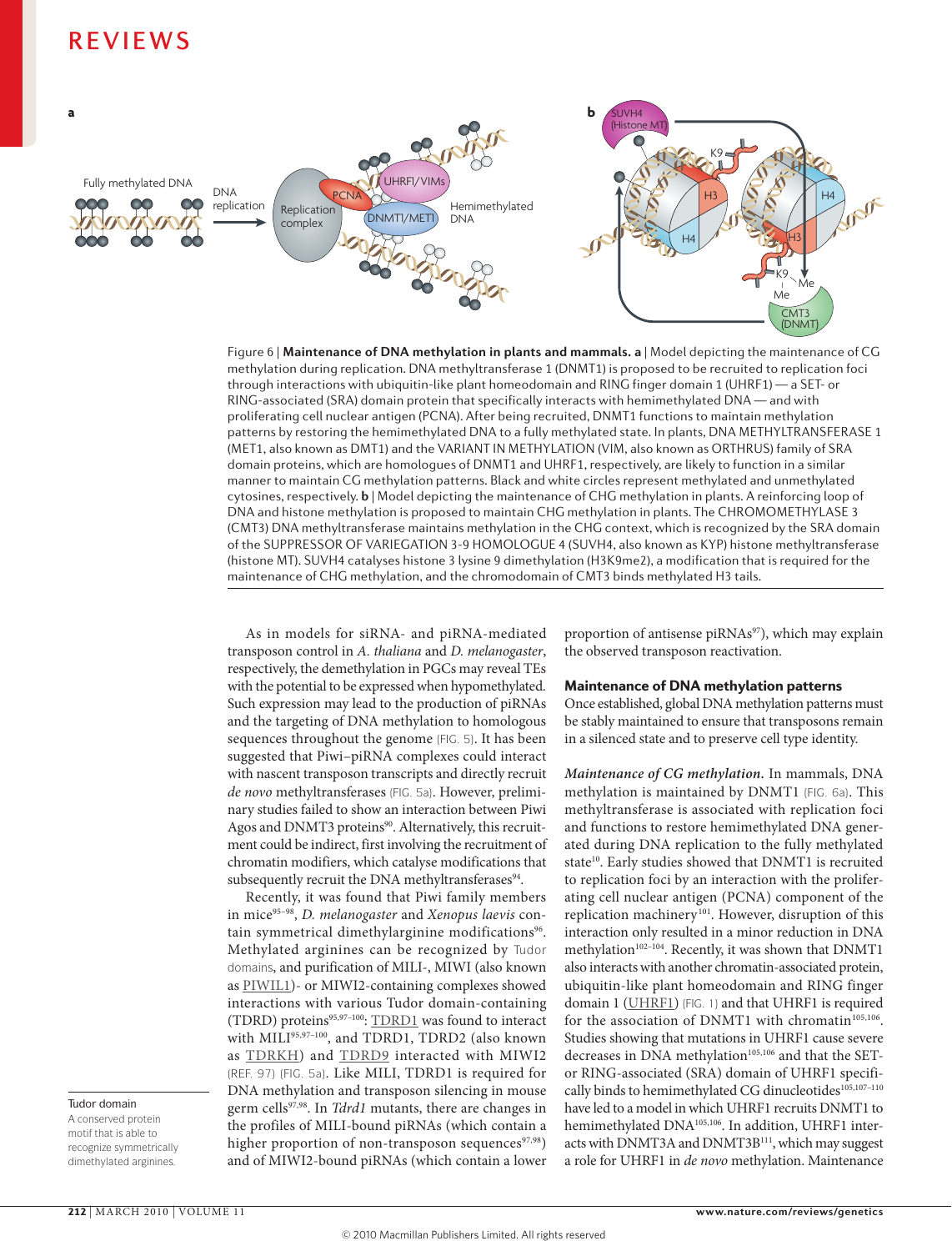Figure 6 | **Maintenance of DNA methylation in plants and mammals. a** | Model depicting the maintenance of CG methylation during replication. DNA methyltransferase 1 (DNMT1) is proposed to be recruited to replication foci through interactions with ubiquitin-like plant homeodomain and RING finger domain 1 (UHRF1) — a SET- or RING-associated (SRA) domain protein that specifically interacts with hemimethylated DNA — and with proliferating cell nuclear antigen (PCNA). After being recruited, DNMT1 functions to maintain methylation patterns by restoring the hemimethylated DNA to a fully methylated state. In plants, DNA METHYLTRANSFERASE 1 (MET1, also known as DMT1) and the VARIANT IN METHYLATION (VIM, also known as ORTHRUS) family of SRA domain proteins, which are homologues of DNMT1 and UHRF1, respectively, are likely to function in a similar manner to maintain CG methylation patterns. Black and white circles represent methylated and unmethylated cytosines, respectively. **b** | Model depicting the maintenance of CHG methylation in plants. A reinforcing loop of DNA and histone methylation is proposed to maintain CHG methylation in plants. The CHROMOMETHYLASE 3 (CMT3) DNA methyltransferase maintains methylation in the CHG context, which is recognized by the SRA domain of the SUPPRESSOR OF VARIEGATION 3-9 HOMOLOGUE 4 (SUVH4, also known as KYP) histone methyltransferase (histone MT). SUVH4 catalyses histone 3 lysine 9 dimethylation (H3K9me2), a modification that is required for the maintenance of CHG methylation, and the chromodomain of CMT3 binds methylated H3 tails.

As in models for siRNA- and piRNA-mediated transposon control in *A. thaliana* and *D. melanogaster*, respectively, the demethylation in PGCs may reveal TEs with the potential to be expressed when hypomethylated. Such expression may lead to the production of piRNAs and the targeting of DNA methylation to homologous sequences throughout the genome (FIG. 5). It has been suggested that Piwi–piRNA complexes could interact with nascent transposon transcripts and directly recruit *de novo* methyltransferases (FIG. 5a). However, preliminary studies failed to show an interaction between Piwi Agos and DNMT3 proteins[90]. Alternatively, this recruitment could be indirect, first involving the recruitment of chromatin modifiers, which catalyse modifications that subsequently recruit the DNA methyltransferases[94].

Recently, it was found that Piwi family members in mice[95–98], *D. melanogaster* and *Xenopus laevis* contain symmetrical dimethylarginine modifications[96]. Methylated arginines can be recognized by Tudor domains, and purification of MILI-, MIWI (also known as PIWIL1)- or MIWI2-containing complexes showed interactions with various Tudor domain-containing (TDRD) proteins[95,97–100]: TDRD1 was found to interact with MILI[95,97–100], and TDRD1, TDRD2 (also known as TDRKH) and TDRD9 interacted with MIWI2 (REF. 97) (FIG. 5a). Like MILI, TDRD1 is required for DNA methylation and transposon silencing in mouse germ cells[97,98]. In *Tdrd1* mutants, there are changes in the profiles of MILI-bound piRNAs (which contain a higher proportion of non-transposon sequences[97,98]) and of MIWI2-bound piRNAs (which contain a lower proportion of antisense piRNAs[97]), which may explain the observed transposon reactivation.

**Tudor domain**
A conserved protein motif that is able to recognize symmetrically dimethylated arginines.

## Maintenance of DNA methylation patterns

Once established, global DNA methylation patterns must be stably maintained to ensure that transposons remain in a silenced state and to preserve cell type identity.

***Maintenance of CG methylation.*** In mammals, DNA methylation is maintained by DNMT1 (FIG. 6a). This methyltransferase is associated with replication foci and functions to restore hemimethylated DNA generated during DNA replication to the fully methylated state[10]. Early studies showed that DNMT1 is recruited to replication foci by an interaction with the proliferating cell nuclear antigen (PCNA) component of the replication machinery[101]. However, disruption of this interaction only resulted in a minor reduction in DNA methylation[102–104]. Recently, it was shown that DNMT1 also interacts with another chromatin-associated protein, ubiquitin-like plant homeodomain and RING finger domain 1 (UHRF1) (FIG. 1) and that UHRF1 is required for the association of DNMT1 with chromatin[105,106]. Studies showing that mutations in UHRF1 cause severe decreases in DNA methylation[105,106] and that the SET- or RING-associated (SRA) domain of UHRF1 specifically binds to hemimethylated CG dinucleotides[105,107–110] have led to a model in which UHRF1 recruits DNMT1 to hemimethylated DNA[105,106]. In addition, UHRF1 interacts with DNMT3A and DNMT3B[111], which may suggest a role for UHRF1 in *de novo* methylation. Maintenance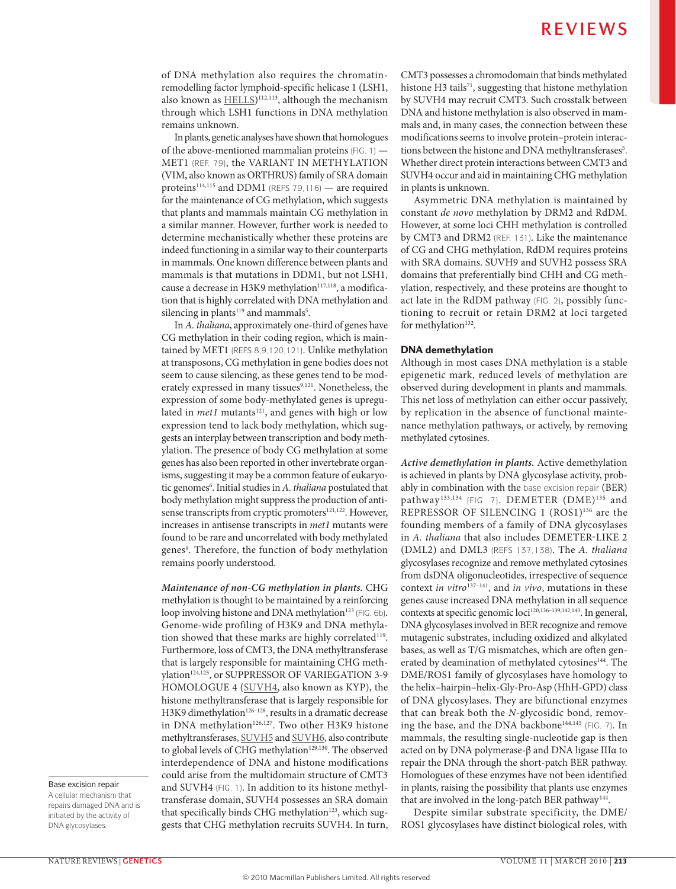of DNA methylation also requires the chromatin-remodelling factor lymphoid-specific helicase 1 (LSH1, also known as HELLS)[112,113], although the mechanism through which LSH1 functions in DNA methylation remains unknown.

In plants, genetic analyses have shown that homologues of the above-mentioned mammalian proteins (FIG. 1) — MET1 (REF. 79), the VARIANT IN METHYLATION (VIM, also known as ORTHRUS) family of SRA domain proteins[114,115] and DDM1 (REFS 79,116) — are required for the maintenance of CG methylation, which suggests that plants and mammals maintain CG methylation in a similar manner. However, further work is needed to determine mechanistically whether these proteins are indeed functioning in a similar way to their counterparts in mammals. One known difference between plants and mammals is that mutations in DDM1, but not LSH1, cause a decrease in H3K9 methylation[117,118], a modification that is highly correlated with DNA methylation and silencing in plants[119] and mammals[5].

In *A. thaliana*, approximately one-third of genes have CG methylation in their coding region, which is maintained by MET1 (REFS 8,9,120,121). Unlike methylation at transposons, CG methylation in gene bodies does not seem to cause silencing, as these genes tend to be moderately expressed in many tissues[9,121]. Nonetheless, the expression of some body-methylated genes is upregulated in *met1* mutants[121], and genes with high or low expression tend to lack body methylation, which suggests an interplay between transcription and body methylation. The presence of body CG methylation at some genes has also been reported in other invertebrate organisms, suggesting it may be a common feature of eukaryotic genomes[6]. Initial studies in *A. thaliana* postulated that body methylation might suppress the production of antisense transcripts from cryptic promoters[121,122]. However, increases in antisense transcripts in *met1* mutants were found to be rare and uncorrelated with body methylated genes[9]. Therefore, the function of body methylation remains poorly understood.

***Maintenance of non-CG methylation in plants.*** CHG methylation is thought to be maintained by a reinforcing loop involving histone and DNA methylation[123] (FIG. 6b). Genome-wide profiling of H3K9 and DNA methylation showed that these marks are highly correlated[119]. Furthermore, loss of CMT3, the DNA methyltransferase that is largely responsible for maintaining CHG methylation[124,125], or SUPPRESSOR OF VARIEGATION 3-9 HOMOLOGUE 4 (SUVH4, also known as KYP), the histone methyltransferase that is largely responsible for H3K9 dimethylation[126–128], results in a dramatic decrease in DNA methylation[126,127]. Two other H3K9 histone methyltransferases, SUVH5 and SUVH6, also contribute to global levels of CHG methylation[129,130]. The observed interdependence of DNA and histone modifications could arise from the multidomain structure of CMT3 and SUVH4 (FIG. 1). In addition to its histone methyltransferase domain, SUVH4 possesses an SRA domain that specifically binds CHG methylation[123], which suggests that CHG methylation recruits SUVH4. In turn, CMT3 possesses a chromodomain that binds methylated histone H3 tails[71], suggesting that histone methylation by SUVH4 may recruit CMT3. Such crosstalk between DNA and histone methylation is also observed in mammals and, in many cases, the connection between these modifications seems to involve protein–protein interactions between the histone and DNA methyltransferases[5]. Whether direct protein interactions between CMT3 and SUVH4 occur and aid in maintaining CHG methylation in plants is unknown.

Asymmetric DNA methylation is maintained by constant *de novo* methylation by DRM2 and RdDM. However, at some loci CHH methylation is controlled by CMT3 and DRM2 (REF. 131). Like the maintenance of CG and CHG methylation, RdDM requires proteins with SRA domains. SUVH9 and SUVH2 possess SRA domains that preferentially bind CHH and CG methylation, respectively, and these proteins are thought to act late in the RdDM pathway (FIG. 2), possibly functioning to recruit or retain DRM2 at loci targeted for methylation[132].

Base excision repair
A cellular mechanism that repairs damaged DNA and is initiated by the activity of DNA glycosylases.

## DNA demethylation

Although in most cases DNA methylation is a stable epigenetic mark, reduced levels of methylation are observed during development in plants and mammals. This net loss of methylation can either occur passively, by replication in the absence of functional maintenance methylation pathways, or actively, by removing methylated cytosines.

***Active demethylation in plants.*** Active demethylation is achieved in plants by DNA glycosylase activity, probably in combination with the base excision repair (BER) pathway[133,134] (FIG. 7). DEMETER (DME)[135] and REPRESSOR OF SILENCING 1 (ROS1)[136] are the founding members of a family of DNA glycosylases in *A. thaliana* that also includes DEMETER-LIKE 2 (DML2) and DML3 (REFS 137,138). The *A. thaliana* glycosylases recognize and remove methylated cytosines from dsDNA oligonucleotides, irrespective of sequence context *in vitro*[137–141], and *in vivo*, mutations in these genes cause increased DNA methylation in all sequence contexts at specific genomic loci[120,136–139,142,143]. In general, DNA glycosylases involved in BER recognize and remove mutagenic substrates, including oxidized and alkylated bases, as well as T/G mismatches, which are often generated by deamination of methylated cytosines[144]. The DME/ROS1 family of glycosylases have homology to the helix–hairpin–helix-Gly-Pro-Asp (HhH-GPD) class of DNA glycosylases. They are bifunctional enzymes that can break both the *N*-glycosidic bond, removing the base, and the DNA backbone[144,145] (FIG. 7). In mammals, the resulting single-nucleotide gap is then acted on by DNA polymerase-β and DNA ligase IIIα to repair the DNA through the short-patch BER pathway. Homologues of these enzymes have not been identified in plants, raising the possibility that plants use enzymes that are involved in the long-patch BER pathway[144].

Despite similar substrate specificity, the DME/ROS1 glycosylases have distinct biological roles, with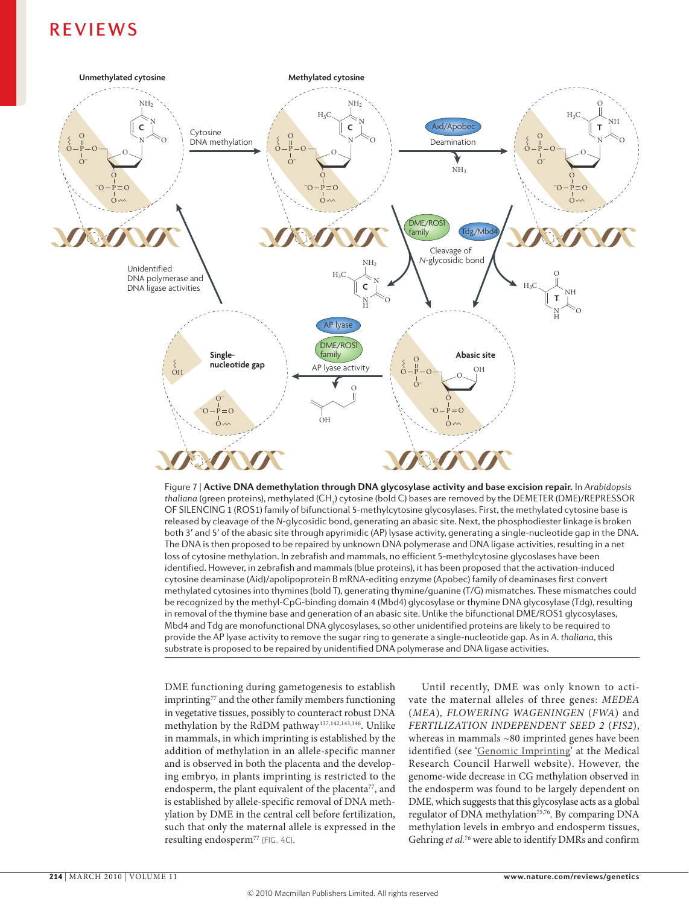Figure 7 | **Active DNA demethylation through DNA glycosylase activity and base excision repair.** In *Arabidopsis thaliana* (green proteins), methylated ($CH_3$) cytosine (bold C) bases are removed by the DEMETER (DME)/REPRESSOR OF SILENCING 1 (ROS1) family of bifunctional 5-methylcytosine glycosylases. First, the methylated cytosine base is released by cleavage of the *N*-glycosidic bond, generating an abasic site. Next, the phosphodiester linkage is broken both 3′ and 5′ of the abasic site through apyrimidic (AP) lyase activity, generating a single-nucleotide gap in the DNA. The DNA is then proposed to be repaired by unknown DNA polymerase and DNA ligase activities, resulting in a net loss of cytosine methylation. In zebrafish and mammals, no efficient 5-methylcytosine glycosylases have been identified. However, in zebrafish and mammals (blue proteins), it has been proposed that the activation-induced cytosine deaminase (Aid)/apolipoprotein B mRNA-editing enzyme (Apobec) family of deaminases first convert methylated cytosines into thymines (bold T), generating thymine/guanine (T/G) mismatches. These mismatches could be recognized by the methyl-CpG-binding domain 4 (Mbd4) glycosylase or thymine DNA glycosylase (Tdg), resulting in removal of the thymine base and generation of an abasic site. Unlike the bifunctional DME/ROS1 glycosylases, Mbd4 and Tdg are monofunctional DNA glycosylases, so other unidentified proteins are likely to be required to provide the AP lyase activity to remove the sugar ring to generate a single-nucleotide gap. As in *A. thaliana*, this substrate is proposed to be repaired by unidentified DNA polymerase and DNA ligase activities.

DME functioning during gametogenesis to establish imprinting[77] and the other family members functioning in vegetative tissues, possibly to counteract robust DNA methylation by the RdDM pathway[137,142,143,146]. Unlike in mammals, in which imprinting is established by the addition of methylation in an allele-specific manner and is observed in both the placenta and the developing embryo, in plants imprinting is restricted to the endosperm, the plant equivalent of the placenta[77], and is established by allele-specific removal of DNA methylation by DME in the central cell before fertilization, such that only the maternal allele is expressed in the resulting endosperm[77] (FIG. 4C).

Until recently, DME was only known to activate the maternal alleles of three genes: *MEDEA* (*MEA*), *FLOWERING WAGENINGEN* (*FWA*) and *FERTILIZATION INDEPENDENT SEED 2* (*FIS2*), whereas in mammals ~80 imprinted genes have been identified (see 'Genomic Imprinting' at the Medical Research Council Harwell website). However, the genome-wide decrease in CG methylation observed in the endosperm was found to be largely dependent on DME, which suggests that this glycosylase acts as a global regulator of DNA methylation[75,76]. By comparing DNA methylation levels in embryo and endosperm tissues, Gehring *et al.*[76] were able to identify DMRs and confirm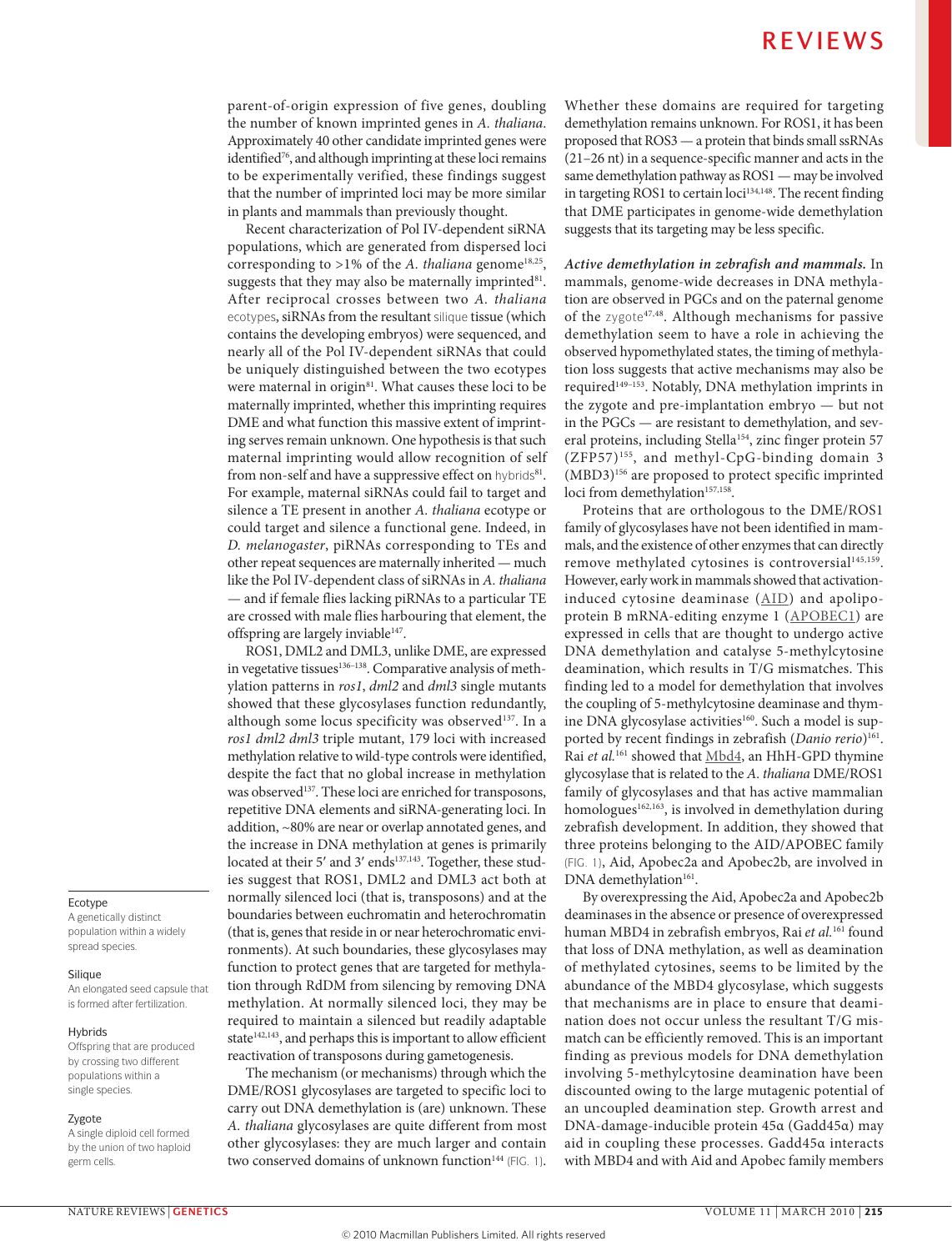parent-of-origin expression of five genes, doubling the number of known imprinted genes in *A. thaliana*. Approximately 40 other candidate imprinted genes were identified[76], and although imprinting at these loci remains to be experimentally verified, these findings suggest that the number of imprinted loci may be more similar in plants and mammals than previously thought.

Recent characterization of Pol IV-dependent siRNA populations, which are generated from dispersed loci corresponding to >1% of the *A. thaliana* genome[18,25], suggests that they may also be maternally imprinted[81]. After reciprocal crosses between two *A. thaliana* ecotypes, siRNAs from the resultant silique tissue (which contains the developing embryos) were sequenced, and nearly all of the Pol IV-dependent siRNAs that could be uniquely distinguished between the two ecotypes were maternal in origin[81]. What causes these loci to be maternally imprinted, whether this imprinting requires DME and what function this massive extent of imprinting serves remain unknown. One hypothesis is that such maternal imprinting would allow recognition of self from non-self and have a suppressive effect on hybrids[81]. For example, maternal siRNAs could fail to target and silence a TE present in another *A. thaliana* ecotype or could target and silence a functional gene. Indeed, in *D. melanogaster*, piRNAs corresponding to TEs and other repeat sequences are maternally inherited — much like the Pol IV-dependent class of siRNAs in *A. thaliana* — and if female flies lacking piRNAs to a particular TE are crossed with male flies harbouring that element, the offspring are largely inviable[147].

ROS1, DML2 and DML3, unlike DME, are expressed in vegetative tissues[136–138]. Comparative analysis of methylation patterns in *ros1*, *dml2* and *dml3* single mutants showed that these glycosylases function redundantly, although some locus specificity was observed[137]. In a *ros1 dml2 dml3* triple mutant, 179 loci with increased methylation relative to wild-type controls were identified, despite the fact that no global increase in methylation was observed[137]. These loci are enriched for transposons, repetitive DNA elements and siRNA-generating loci. In addition, ~80% are near or overlap annotated genes, and the increase in DNA methylation at genes is primarily located at their 5′ and 3′ ends[137,143]. Together, these studies suggest that ROS1, DML2 and DML3 act both at normally silenced loci (that is, transposons) and at the boundaries between euchromatin and heterochromatin (that is, genes that reside in or near heterochromatic environments). At such boundaries, these glycosylases may function to protect genes that are targeted for methylation through RdDM from silencing by removing DNA methylation. At normally silenced loci, they may be required to maintain a silenced but readily adaptable state[142,143], and perhaps this is important to allow efficient reactivation of transposons during gametogenesis.

The mechanism (or mechanisms) through which the DME/ROS1 glycosylases are targeted to specific loci to carry out DNA demethylation is (are) unknown. These *A. thaliana* glycosylases are quite different from most other glycosylases: they are much larger and contain two conserved domains of unknown function[144] (FIG. 1). Whether these domains are required for targeting demethylation remains unknown. For ROS1, it has been proposed that ROS3 — a protein that binds small ssRNAs (21–26 nt) in a sequence-specific manner and acts in the same demethylation pathway as ROS1 — may be involved in targeting ROS1 to certain loci[134,148]. The recent finding that DME participates in genome-wide demethylation suggests that its targeting may be less specific.

**Ecotype**
A genetically distinct population within a widely spread species.

**Silique**
An elongated seed capsule that is formed after fertilization.

**Hybrids**
Offspring that are produced by crossing two different populations within a single species.

**Zygote**
A single diploid cell formed by the union of two haploid germ cells.

***Active demethylation in zebrafish and mammals.*** In mammals, genome-wide decreases in DNA methylation are observed in PGCs and on the paternal genome of the zygote[47,48]. Although mechanisms for passive demethylation seem to have a role in achieving the observed hypomethylated states, the timing of methylation loss suggests that active mechanisms may also be required[149–153]. Notably, DNA methylation imprints in the zygote and pre-implantation embryo — but not in the PGCs — are resistant to demethylation, and several proteins, including Stella[154], zinc finger protein 57 (ZFP57)[155], and methyl-CpG-binding domain 3 (MBD3)[156] are proposed to protect specific imprinted loci from demethylation[157,158].

Proteins that are orthologous to the DME/ROS1 family of glycosylases have not been identified in mammals, and the existence of other enzymes that can directly remove methylated cytosines is controversial[145,159]. However, early work in mammals showed that activation-induced cytosine deaminase (AID) and apolipoprotein B mRNA-editing enzyme 1 (APOBEC1) are expressed in cells that are thought to undergo active DNA demethylation and catalyse 5-methylcytosine deamination, which results in T/G mismatches. This finding led to a model for demethylation that involves the coupling of 5-methylcytosine deaminase and thymine DNA glycosylase activities[160]. Such a model is supported by recent findings in zebrafish (*Danio rerio*)[161]. Rai *et al.*[161] showed that Mbd4, an HhH-GPD thymine glycosylase that is related to the *A. thaliana* DME/ROS1 family of glycosylases and that has active mammalian homologues[162,163], is involved in demethylation during zebrafish development. In addition, they showed that three proteins belonging to the AID/APOBEC family (FIG. 1), Aid, Apobec2a and Apobec2b, are involved in DNA demethylation[161].

By overexpressing the Aid, Apobec2a and Apobec2b deaminases in the absence or presence of overexpressed human MBD4 in zebrafish embryos, Rai *et al.*[161] found that loss of DNA methylation, as well as deamination of methylated cytosines, seems to be limited by the abundance of the MBD4 glycosylase, which suggests that mechanisms are in place to ensure that deamination does not occur unless the resultant T/G mismatch can be efficiently removed. This is an important finding as previous models for DNA demethylation involving 5-methylcytosine deamination have been discounted owing to the large mutagenic potential of an uncoupled deamination step. Growth arrest and DNA-damage-inducible protein 45α (Gadd45α) may aid in coupling these processes. Gadd45α interacts with MBD4 and with Aid and Apobec family members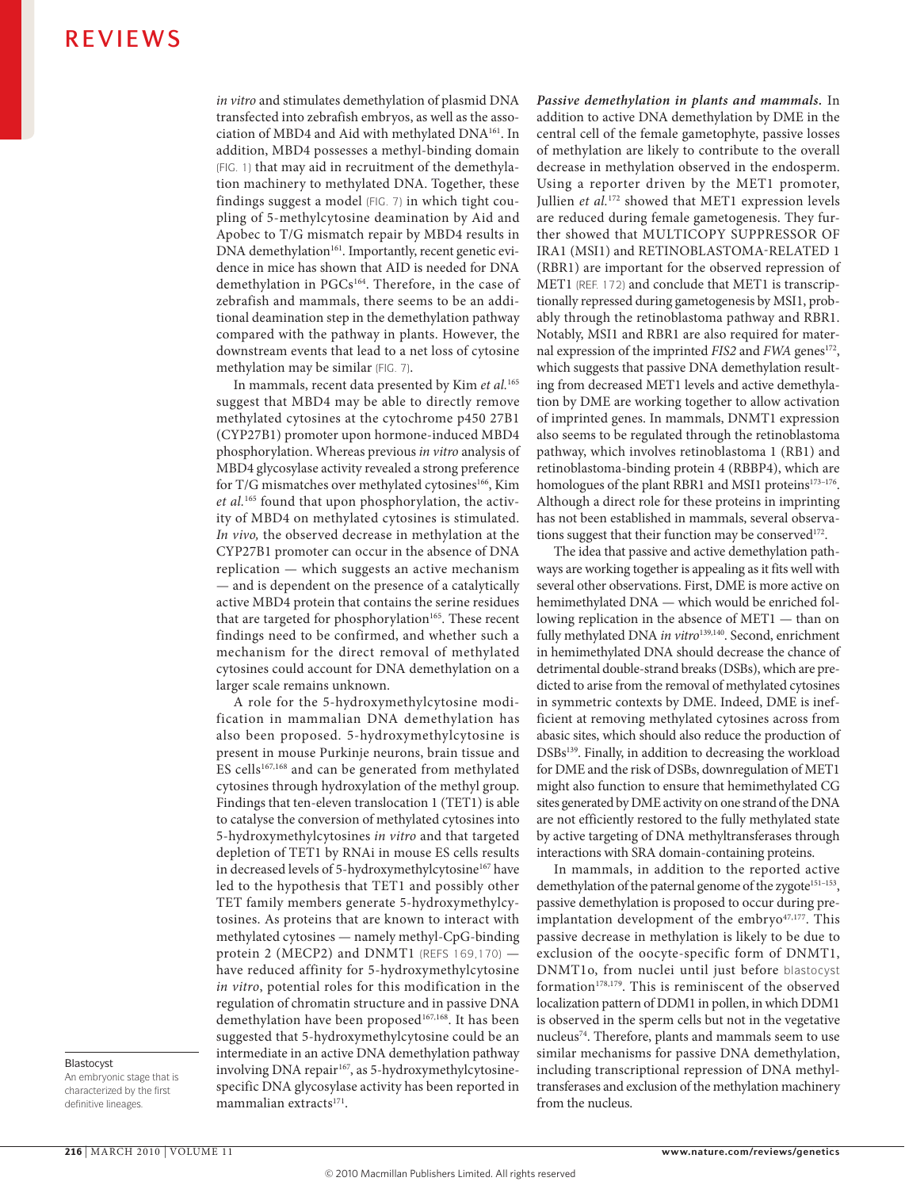*in vitro* and stimulates demethylation of plasmid DNA transfected into zebrafish embryos, as well as the association of MBD4 and Aid with methylated DNA[161]. In addition, MBD4 possesses a methyl-binding domain (FIG. 1) that may aid in recruitment of the demethylation machinery to methylated DNA. Together, these findings suggest a model (FIG. 7) in which tight coupling of 5-methylcytosine deamination by Aid and Apobec to T/G mismatch repair by MBD4 results in DNA demethylation[161]. Importantly, recent genetic evidence in mice has shown that AID is needed for DNA demethylation in PGCs[164]. Therefore, in the case of zebrafish and mammals, there seems to be an additional deamination step in the demethylation pathway compared with the pathway in plants. However, the downstream events that lead to a net loss of cytosine methylation may be similar (FIG. 7).

In mammals, recent data presented by Kim *et al.*[165] suggest that MBD4 may be able to directly remove methylated cytosines at the cytochrome p450 27B1 (CYP27B1) promoter upon hormone-induced MBD4 phosphorylation. Whereas previous *in vitro* analysis of MBD4 glycosylase activity revealed a strong preference for T/G mismatches over methylated cytosines[166], Kim *et al.*[165] found that upon phosphorylation, the activity of MBD4 on methylated cytosines is stimulated. *In vivo,* the observed decrease in methylation at the CYP27B1 promoter can occur in the absence of DNA replication — which suggests an active mechanism — and is dependent on the presence of a catalytically active MBD4 protein that contains the serine residues that are targeted for phosphorylation[165]. These recent findings need to be confirmed, and whether such a mechanism for the direct removal of methylated cytosines could account for DNA demethylation on a larger scale remains unknown.

A role for the 5-hydroxymethylcytosine modification in mammalian DNA demethylation has also been proposed. 5-hydroxymethylcytosine is present in mouse Purkinje neurons, brain tissue and ES cells[167,168] and can be generated from methylated cytosines through hydroxylation of the methyl group. Findings that ten-eleven translocation 1 (TET1) is able to catalyse the conversion of methylated cytosines into 5-hydroxymethylcytosines *in vitro* and that targeted depletion of TET1 by RNAi in mouse ES cells results in decreased levels of 5-hydroxymethylcytosine[167] have led to the hypothesis that TET1 and possibly other TET family members generate 5-hydroxymethylcytosines. As proteins that are known to interact with methylated cytosines — namely methyl-CpG-binding protein 2 (MECP2) and DNMT1 (REFS 169,170) — have reduced affinity for 5-hydroxymethylcytosine *in vitro*, potential roles for this modification in the regulation of chromatin structure and in passive DNA demethylation have been proposed[167,168]. It has been suggested that 5-hydroxymethylcytosine could be an intermediate in an active DNA demethylation pathway involving DNA repair[167], as 5-hydroxymethylcytosine-specific DNA glycosylase activity has been reported in mammalian extracts[171].

***Passive demethylation in plants and mammals.*** In addition to active DNA demethylation by DME in the central cell of the female gametophyte, passive losses of methylation are likely to contribute to the overall decrease in methylation observed in the endosperm. Using a reporter driven by the MET1 promoter, Jullien *et al.*[172] showed that MET1 expression levels are reduced during female gametogenesis. They further showed that MULTICOPY SUPPRESSOR OF IRA1 (MSI1) and RETINOBLASTOMA-RELATED 1 (RBR1) are important for the observed repression of MET1 (REF. 172) and conclude that MET1 is transcriptionally repressed during gametogenesis by MSI1, probably through the retinoblastoma pathway and RBR1. Notably, MSI1 and RBR1 are also required for maternal expression of the imprinted *FIS2* and *FWA* genes[172], which suggests that passive DNA demethylation resulting from decreased MET1 levels and active demethylation by DME are working together to allow activation of imprinted genes. In mammals, DNMT1 expression also seems to be regulated through the retinoblastoma pathway, which involves retinoblastoma 1 (RB1) and retinoblastoma-binding protein 4 (RBBP4), which are homologues of the plant RBR1 and MSI1 proteins[173–176]. Although a direct role for these proteins in imprinting has not been established in mammals, several observations suggest that their function may be conserved[172].

The idea that passive and active demethylation pathways are working together is appealing as it fits well with several other observations. First, DME is more active on hemimethylated DNA — which would be enriched following replication in the absence of MET1 — than on fully methylated DNA *in vitro*[139,140]. Second, enrichment in hemimethylated DNA should decrease the chance of detrimental double-strand breaks (DSBs), which are predicted to arise from the removal of methylated cytosines in symmetric contexts by DME. Indeed, DME is inefficient at removing methylated cytosines across from abasic sites, which should also reduce the production of DSBs[139]. Finally, in addition to decreasing the workload for DME and the risk of DSBs, downregulation of MET1 might also function to ensure that hemimethylated CG sites generated by DME activity on one strand of the DNA are not efficiently restored to the fully methylated state by active targeting of DNA methyltransferases through interactions with SRA domain-containing proteins.

In mammals, in addition to the reported active demethylation of the paternal genome of the zygote[151–153], passive demethylation is proposed to occur during preimplantation development of the embryo[47,177]. This passive decrease in methylation is likely to be due to exclusion of the oocyte-specific form of DNMT1, DNMT1o, from nuclei until just before blastocyst formation[178,179]. This is reminiscent of the observed localization pattern of DDM1 in pollen, in which DDM1 is observed in the sperm cells but not in the vegetative nucleus[74]. Therefore, plants and mammals seem to use similar mechanisms for passive DNA demethylation, including transcriptional repression of DNA methyltransferases and exclusion of the methylation machinery from the nucleus.

**Blastocyst**
An embryonic stage that is characterized by the first definitive lineages.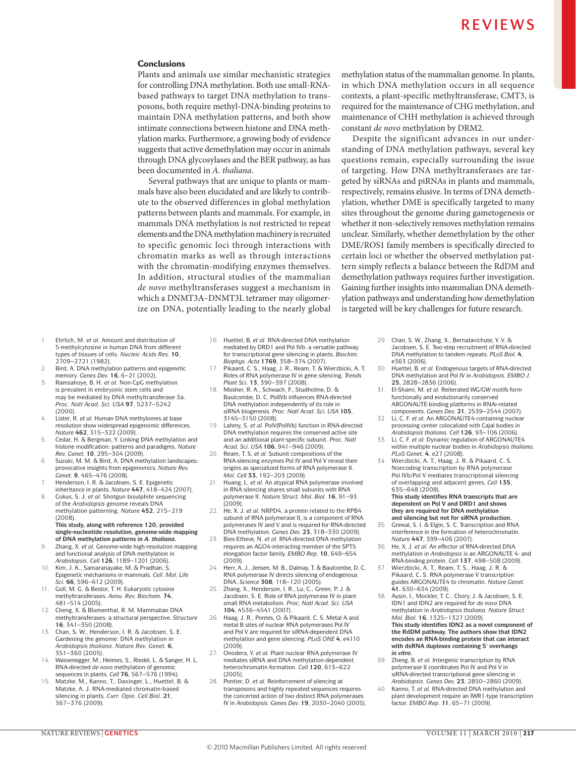## Conclusions

Plants and animals use similar mechanistic strategies for controlling DNA methylation. Both use small-RNA-based pathways to target DNA methylation to transposons, both require methyl-DNA-binding proteins to maintain DNA methylation patterns, and both show intimate connections between histone and DNA methylation marks. Furthermore, a growing body of evidence suggests that active demethylation may occur in animals through DNA glycosylases and the BER pathway, as has been documented in *A. thaliana*.

Several pathways that are unique to plants or mammals have also been elucidated and are likely to contribute to the observed differences in global methylation patterns between plants and mammals. For example, in mammals DNA methylation is not restricted to repeat elements and the DNA methylation machinery is recruited to specific genomic loci through interactions with chromatin marks as well as through interactions with the chromatin-modifying enzymes themselves. In addition, structural studies of the mammalian *de novo* methyltransferases suggest a mechanism in which a DNMT3A–DNMT3L tetramer may oligomerize on DNA, potentially leading to the nearly global methylation status of the mammalian genome. In plants, in which DNA methylation occurs in all sequence contexts, a plant-specific methyltransferase, CMT3, is required for the maintenance of CHG methylation, and maintenance of CHH methylation is achieved through constant *de novo* methylation by DRM2.

Despite the significant advances in our understanding of DNA methylation pathways, several key questions remain, especially surrounding the issue of targeting. How DNA methyltransferases are targeted by siRNAs and piRNAs in plants and mammals, respectively, remains elusive. In terms of DNA demethylation, whether DME is specifically targeted to many sites throughout the genome during gametogenesis or whether it non-selectively removes methylation remains unclear. Similarly, whether demethylation by the other DME/ROS1 family members is specifically directed to certain loci or whether the observed methylation pattern simply reflects a balance between the RdDM and demethylation pathways requires further investigation. Gaining further insights into mammalian DNA demethylation pathways and understanding how demethylation is targeted will be key challenges for future research.

1. Ehrlich, M. *et al.* Amount and distribution of 5-methylcytosine in human DNA from different types of tissues of cells. *Nucleic Acids Res.* **10**, 2709–2721 (1982).
2. Bird, A. DNA methylation patterns and epigenetic memory. *Genes Dev.* **16**, 6–21 (2002).
3. Ramsahoye, B. H. *et al.* Non-CpG methylation is prevalent in embryonic stem cells and may be mediated by DNA methyltransferase 3a. *Proc. Natl Acad. Sci. USA* **97**, 5237–5242 (2000).
4. Lister, R. *et al.* Human DNA methylomes at base resolution show widespread epigenomic differences. *Nature* **462**, 315–322 (2009).
5. Cedar, H. & Bergman, Y. Linking DNA methylation and histone modification: patterns and paradigms. *Nature Rev. Genet.* **10**, 295–304 (2009).
6. Suzuki, M. M. & Bird, A. DNA methylation landscapes: provocative insights from epigenomics. *Nature Rev. Genet.* **9**, 465–476 (2008).
7. Henderson, I. R. & Jacobsen, S. E. Epigenetic inheritance in plants. *Nature* **447**, 418–424 (2007).
8. Cokus, S. J. *et al.* Shotgun bisulphite sequencing of the *Arabidopsis* genome reveals DNA methylation patterning. *Nature* **452**, 215–219 (2008).
   **This study, along with reference 120, provided single-nucleotide resolution, genome-wide mapping of DNA methylation patterns in *A. thaliana*.**
9. Zhang, X. *et al.* Genome-wide high-resolution mapping and functional analysis of DNA methylation in *Arabidopsis*. *Cell* **126**, 1189–1201 (2006).
10. Kim, J. K., Samaranayake, M. & Pradhan, S. Epigenetic mechanisms in mammals. *Cell. Mol. Life Sci.* **66**, 596–612 (2009).
11. Goll, M. G. & Bestor, T. H. Eukaryotic cytosine methyltransferases. *Annu. Rev. Biochem.* **74**, 481–514 (2005).
12. Cheng, X. & Blumenthal, R. M. Mammalian DNA methyltransferases: a structural perspective. *Structure* **16**, 341–350 (2008).
13. Chan, S. W., Henderson, I. R. & Jacobsen, S. E. Gardening the genome: DNA methylation in *Arabidopsis thaliana*. *Nature Rev. Genet.* **6**, 351–360 (2005).
14. Wassenegger, M., Heimes, S., Riedel, L. & Sanger, H. L. RNA-directed *de novo* methylation of genomic sequences in plants. *Cell* **76**, 567–576 (1994).
15. Matzke, M., Kanno, T., Daxinger, L., Huettel, B. & Matzke, A. J. RNA-mediated chromatin-based silencing in plants. *Curr. Opin. Cell Biol.* **21**, 367–376 (2009).
16. Huettel, B. *et al.* RNA-directed DNA methylation mediated by DRD1 and Pol IVb: a versatile pathway for transcriptional gene silencing in plants. *Biochim. Biophys. Acta* **1769**, 358–374 (2007).
17. Pikaard, C. S., Haag, J. R., Ream, T. & Wierzbicki, A. T. Roles of RNA polymerase IV in gene silencing. *Trends Plant Sci.* **13**, 390–397 (2008).
18. Mosher, R. A., Schwach, F., Studholme, D. & Baulcombe, D. C. PolIVb influences RNA-directed DNA methylation independently of its role in siRNA biogenesis. *Proc. Natl Acad. Sci. USA* **105**, 3145–3150 (2008).
19. Lahmy, S. *et al.* PolV(PolIVb) function in RNA-directed DNA methylation requires the conserved active site and an additional plant-specific subunit. *Proc. Natl Acad. Sci. USA* **106**, 941–946 (2009).
20. Ream, T. S. *et al.* Subunit compositions of the RNA-silencing enzymes Pol IV and Pol V reveal their origins as specialized forms of RNA polymerase II. *Mol. Cell* **33**, 192–203 (2009).
21. Huang, L. *et al.* An atypical RNA polymerase involved in RNA silencing shares small subunits with RNA polymerase II. *Nature Struct. Mol. Biol.* **16**, 91–93 (2009).
22. He, X. J. *et al.* NRPD4, a protein related to the RPB4 subunit of RNA polymerase II, is a component of RNA polymerases IV and V and is required for RNA-directed DNA methylation. *Genes Dev.* **23**, 318–330 (2009).
23. Bies-Etheve, N. *et al.* RNA-directed DNA methylation requires an AGO4-interacting member of the SPT5 elongation factor family. *EMBO Rep.* **10**, 649–654 (2009).
24. Herr, A. J., Jensen, M. B., Dalmay, T. & Baulcombe, D. C. RNA polymerase IV directs silencing of endogenous DNA. *Science* **308**, 118–120 (2005).
25. Zhang, X., Henderson, I. R., Lu, C., Green, P. J. & Jacobsen, S. E. Role of RNA polymerase IV in plant small RNA metabolism. *Proc. Natl Acad. Sci. USA* **104**, 4536–4541 (2007).
26. Haag, J. R., Pontes, O. & Pikaard, C. S. Metal A and metal B sites of nuclear RNA polymerases Pol IV and Pol V are required for siRNA-dependent DNA methylation and gene silencing. *PLoS ONE* **4**, e4110 (2009).
27. Onodera, Y. *et al.* Plant nuclear RNA polymerase IV mediates siRNA and DNA methylation-dependent heterochromatin formation. *Cell* **120**, 613–622 (2005).
28. Pontier, D. *et al.* Reinforcement of silencing at transposons and highly repeated sequences requires the concerted action of two distinct RNA polymerases IV in *Arabidopsis*. *Genes Dev.* **19**, 2030–2040 (2005).
29. Chan, S. W., Zhang, X., Bernatavichute, Y. V. & Jacobsen, S. E. Two-step recruitment of RNA-directed DNA methylation to tandem repeats. *PLoS Biol.* **4**, e363 (2006).
30. Huettel, B. *et al.* Endogenous targets of RNA-directed DNA methylation and Pol IV in *Arabidopsis*. *EMBO J.* **25**, 2828–2836 (2006).
31. El-Shami, M. *et al.* Reiterated WG/GW motifs form functionally and evolutionarily conserved ARGONAUTE-binding platforms in RNAi-related components. *Genes Dev.* **21**, 2539–2544 (2007).
32. Li, C. F. *et al.* An ARGONAUTE4-containing nuclear processing center colocalized with Cajal bodies in *Arabidopsis thaliana*. *Cell* **126**, 93–106 (2006).
33. Li, C. F. *et al.* Dynamic regulation of ARGONAUTE4 within multiple nuclear bodies in *Arabidopsis thaliana*. *PLoS Genet.* **4**, e27 (2008).
34. Wierzbicki, A. T., Haag, J. R. & Pikaard, C. S. Noncoding transcription by RNA polymerase Pol IVb/Pol V mediates transcriptional silencing of overlapping and adjacent genes. *Cell* **135**, 635–648 (2008).
    **This study identifies RNA transcripts that are dependent on Pol V and DRD1 and shows they are required for DNA methylation and silencing but not for siRNA production.**
35. Grewal, S. I. & Elgin, S. C. Transcription and RNA interference in the formation of heterochromatin. *Nature* **447**, 399–406 (2007).
36. He, X. J. *et al.* An effector of RNA-directed DNA methylation in *Arabidopsis* is an ARGONAUTE 4- and RNA-binding protein. *Cell* **137**, 498–508 (2009).
37. Wierzbicki, A. T., Ream, T. S., Haag, J. R. & Pikaard, C. S. RNA polymerase V transcription guides ARGONAUTE4 to chromatin. *Nature Genet.* **41**, 630–634 (2009).
38. Ausin, I., Mockler, T. C., Chory, J. & Jacobsen, S. E. IDN1 and IDN2 are required for *de novo* DNA methylation in *Arabidopsis thaliana*. *Nature Struct. Mol. Biol.* **16**, 1325–1327 (2009).
    **This study identifies IDN2 as a novel component of the RdDM pathway. The authors show that IDN2 encodes an RNA-binding protein that can interact with dsRNA duplexes containing 5′ overhangs *in vitro*.**
39. Zheng, B. *et al.* Intergenic transcription by RNA polymerase II coordinates Pol IV and Pol V in siRNA-directed transcriptional gene silencing in *Arabidopsis*. *Genes Dev.* **23**, 2850–2860 (2009).
40. Kanno, T. *et al.* RNA-directed DNA methylation and plant development require an IWR1-type transcription factor. *EMBO Rep.* **11**, 65–71 (2009).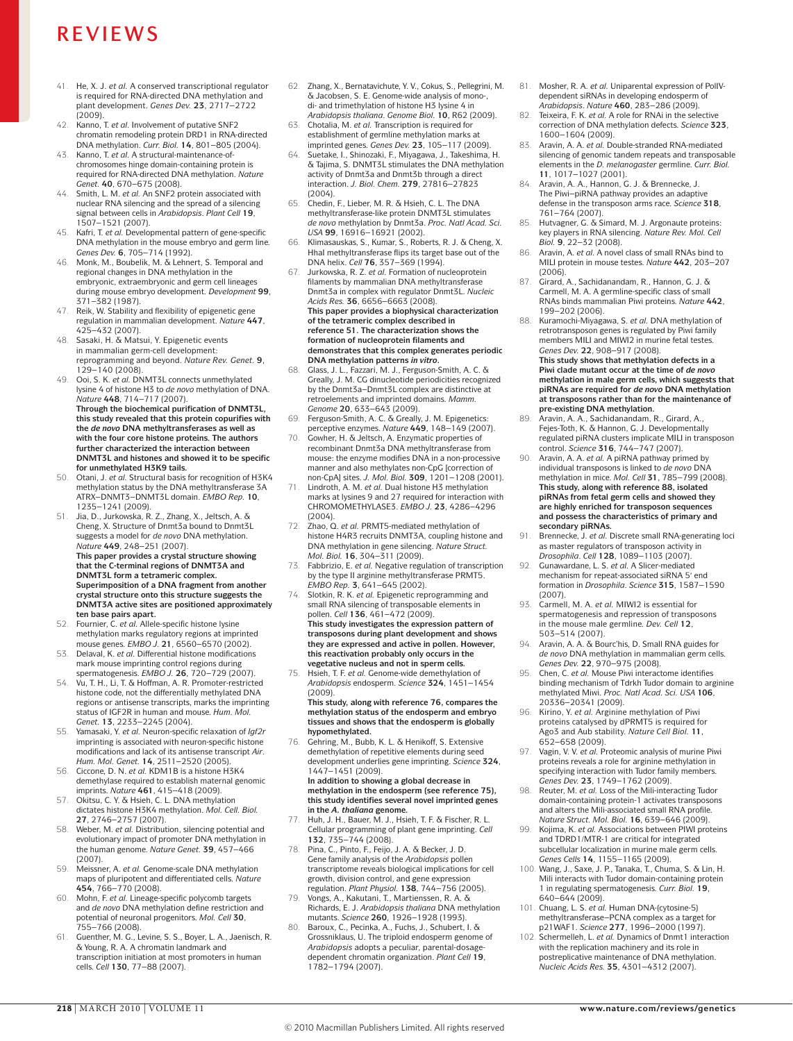41. He, X. J. *et al.* A conserved transcriptional regulator is required for RNA-directed DNA methylation and plant development. *Genes Dev.* **23**, 2717–2722 (2009).
42. Kanno, T. *et al.* Involvement of putative SNF2 chromatin remodeling protein DRD1 in RNA-directed DNA methylation. *Curr. Biol.* **14**, 801–805 (2004).
43. Kanno, T. *et al.* A structural-maintenance-of-chromosomes hinge domain-containing protein is required for RNA-directed DNA methylation. *Nature Genet.* **40**, 670–675 (2008).
44. Smith, L. M. *et al.* An SNF2 protein associated with nuclear RNA silencing and the spread of a silencing signal between cells in *Arabidopsis*. *Plant Cell* **19**, 1507–1521 (2007).
45. Kafri, T. *et al.* Developmental pattern of gene-specific DNA methylation in the mouse embryo and germ line. *Genes Dev.* **6**, 705–714 (1992).
46. Monk, M., Boubelik, M. & Lehnert, S. Temporal and regional changes in DNA methylation in the embryonic, extraembryonic and germ cell lineages during mouse embryo development. *Development* **99**, 371–382 (1987).
47. Reik, W. Stability and flexibility of epigenetic gene regulation in mammalian development. *Nature* **447**, 425–432 (2007).
48. Sasaki, H. & Matsui, Y. Epigenetic events in mammalian germ-cell development: reprogramming and beyond. *Nature Rev. Genet.* **9**, 129–140 (2008).
49. Ooi, S. K. *et al.* DNMT3L connects unmethylated lysine 4 of histone H3 to *de novo* methylation of DNA. *Nature* **448**, 714–717 (2007).
**Through the biochemical purification of DNMT3L, this study revealed that this protein copurifies with the *de novo* DNA methyltransferases as well as with the four core histone proteins. The authors further characterized the interaction between DNMT3L and histones and showed it to be specific for unmethylated H3K9 tails.**
50. Otani, J. *et al.* Structural basis for recognition of H3K4 methylation status by the DNA methyltransferase 3A ATRX–DNMT3–DNMT3L domain. *EMBO Rep.* **10**, 1235–1241 (2009).
51. Jia, D., Jurkowska, R. Z., Zhang, X., Jeltsch, A. & Cheng, X. Structure of Dnmt3a bound to Dnmt3L suggests a model for *de novo* DNA methylation. *Nature* **449**, 248–251 (2007).
**This paper provides a crystal structure showing that the C-terminal regions of DNMT3A and DNMT3L form a tetrameric complex. Superimposition of a DNA fragment from another crystal structure onto this structure suggests the DNMT3A active sites are positioned approximately ten base pairs apart.**
52. Fournier, C. *et al.* Allele-specific histone lysine methylation marks regulatory regions at imprinted mouse genes. *EMBO J.* **21**, 6560–6570 (2002).
53. Delaval, K. *et al.* Differential histone modifications mark mouse imprinting control regions during spermatogenesis. *EMBO J.* **26**, 720–729 (2007).
54. Vu, T. H., Li, T. & Hoffman, A. R. Promoter-restricted histone code, not the differentially methylated DNA regions or antisense transcripts, marks the imprinting status of IGF2R in human and mouse. *Hum. Mol. Genet.* **13**, 2233–2245 (2004).
55. Yamasaki, Y. *et al.* Neuron-specific relaxation of *Igf2r* imprinting is associated with neuron-specific histone modifications and lack of its antisense transcript *Air*. *Hum. Mol. Genet.* **14**, 2511–2520 (2005).
56. Ciccone, D. N. *et al.* KDM1B is a histone H3K4 demethylase required to establish maternal genomic imprints. *Nature* **461**, 415–418 (2009).
57. Okitsu, C. Y. & Hsieh, C. L. DNA methylation dictates histone H3K4 methylation. *Mol. Cell. Biol.* **27**, 2746–2757 (2007).
58. Weber, M. *et al.* Distribution, silencing potential and evolutionary impact of promoter DNA methylation in the human genome. *Nature Genet.* **39**, 457–466 (2007).
59. Meissner, A. *et al.* Genome-scale DNA methylation maps of pluripotent and differentiated cells. *Nature* **454**, 766–770 (2008).
60. Mohn, F. *et al.* Lineage-specific polycomb targets and *de novo* DNA methylation define restriction and potential of neuronal progenitors. *Mol. Cell* **30**, 755–766 (2008).
61. Guenther, M. G., Levine, S. S., Boyer, L. A., Jaenisch, R. & Young, R. A. A chromatin landmark and transcription initiation at most promoters in human cells. *Cell* **130**, 77–88 (2007).
62. Zhang, X., Bernatavichute, Y. V., Cokus, S., Pellegrini, M. & Jacobsen, S. E. Genome-wide analysis of mono-, di- and trimethylation of histone H3 lysine 4 in *Arabidopsis thaliana*. *Genome Biol.* **10**, R62 (2009).
63. Chotalia, M. *et al.* Transcription is required for establishment of germline methylation marks at imprinted genes. *Genes Dev.* **23**, 105–117 (2009).
64. Suetake, I., Shinozaki, F., Miyagawa, J., Takeshima, H. & Tajima, S. DNMT3L stimulates the DNA methylation activity of Dnmt3a and Dnmt3b through a direct interaction. *J. Biol. Chem.* **279**, 27816–27823 (2004).
65. Chedin, F., Lieber, M. R. & Hsieh, C. L. The DNA methyltransferase-like protein DNMT3L stimulates *de novo* methylation by Dnmt3a. *Proc. Natl Acad. Sci. USA* **99**, 16916–16921 (2002).
66. Klimasauskas, S., Kumar, S., Roberts, R. J. & Cheng, X. HhaI methyltransferase flips its target base out of the DNA helix. *Cell* **76**, 357–369 (1994).
67. Jurkowska, R. Z. *et al.* Formation of nucleoprotein filaments by mammalian DNA methyltransferase Dnmt3a in complex with regulator Dnmt3L. *Nucleic Acids Res.* **36**, 6656–6663 (2008).
**This paper provides a biophysical characterization of the tetrameric complex described in reference 51. The characterization shows the formation of nucleoprotein filaments and demonstrates that this complex generates periodic DNA methylation patterns *in vitro*.**
68. Glass, J. L., Fazzari, M. J., Ferguson-Smith, A. C. & Greally, J. M. CG dinucleotide periodicities recognized by the Dnmt3a–Dnmt3L complex are distinctive at retroelements and imprinted domains. *Mamm. Genome* **20**, 633–643 (2009).
69. Ferguson-Smith, A. C. & Greally, J. M. Epigenetics: perceptive enzymes. *Nature* **449**, 148–149 (2007).
70. Gowher, H. & Jeltsch, A. Enzymatic properties of recombinant Dnmt3a DNA methyltransferase from mouse: the enzyme modifies DNA in a non-processive manner and also methylates non-CpG [correction of non-CpA] sites. *J. Mol. Biol.* **309**, 1201–1208 (2001).
71. Lindroth, A. M. *et al.* Dual histone H3 methylation marks at lysines 9 and 27 required for interaction with CHROMOMETHYLASE3. *EMBO J.* **23**, 4286–4296 (2004).
72. Zhao, Q. *et al.* PRMT5-mediated methylation of histone H4R3 recruits DNMT3A, coupling histone and DNA methylation in gene silencing. *Nature Struct. Mol. Biol.* **16**, 304–311 (2009).
73. Fabbrizio, E. *et al.* Negative regulation of transcription by the type II arginine methyltransferase PRMT5. *EMBO Rep.* **3**, 641–645 (2002).
74. Slotkin, R. K. *et al.* Epigenetic reprogramming and small RNA silencing of transposable elements in pollen. *Cell* **136**, 461–472 (2009).
**This study investigates the expression pattern of transposons during plant development and shows they are expressed and active in pollen. However, this reactivation probably only occurs in the vegetative nucleus and not in sperm cells.**
75. Hsieh, T. F. *et al.* Genome-wide demethylation of *Arabidopsis* endosperm. *Science* **324**, 1451–1454 (2009).
**This study, along with reference 76, compares the methylation status of the endosperm and embryo tissues and shows that the endosperm is globally hypomethylated.**
76. Gehring, M., Bubb, K. L. & Henikoff, S. Extensive demethylation of repetitive elements during seed development underlies gene imprinting. *Science* **324**, 1447–1451 (2009).
**In addition to showing a global decrease in methylation in the endosperm (see reference 75), this study identifies several novel imprinted genes in the *A. thaliana* genome.**
77. Huh, J. H., Bauer, M. J., Hsieh, T. F. & Fischer, R. L. Cellular programming of plant gene imprinting. *Cell* **132**, 735–744 (2008).
78. Pina, C., Pinto, F., Feijo, J. A. & Becker, J. D. Gene family analysis of the *Arabidopsis* pollen transcriptome reveals biological implications for cell growth, division control, and gene expression regulation. *Plant Physiol.* **138**, 744–756 (2005).
79. Vongs, A., Kakutani, T., Martienssen, R. A. & Richards, E. J. *Arabidopsis thaliana* DNA methylation mutants. *Science* **260**, 1926–1928 (1993).
80. Baroux, C., Pecinka, A., Fuchs, J., Schubert, I. & Grossniklaus, U. The triploid endosperm genome of *Arabidopsis* adopts a peculiar, parental-dosage-dependent chromatin organization. *Plant Cell* **19**, 1782–1794 (2007).
81. Mosher, R. A. *et al.* Uniparental expression of PolIV-dependent siRNAs in developing endosperm of *Arabidopsis*. *Nature* **460**, 283–286 (2009).
82. Teixeira, F. K. *et al.* A role for RNAi in the selective correction of DNA methylation defects. *Science* **323**, 1600–1604 (2009).
83. Aravin, A. A. *et al.* Double-stranded RNA-mediated silencing of genomic tandem repeats and transposable elements in the *D. melanogaster* germline. *Curr. Biol.* **11**, 1017–1027 (2001).
84. Aravin, A. A., Hannon, G. J. & Brennecke, J. The Piwi–piRNA pathway provides an adaptive defense in the transposon arms race. *Science* **318**, 761–764 (2007).
85. Hutvagner, G. & Simard, M. J. Argonaute proteins: key players in RNA silencing. *Nature Rev. Mol. Cell Biol.* **9**, 22–32 (2008).
86. Aravin, A. *et al.* A novel class of small RNAs bind to MILI protein in mouse testes. *Nature* **442**, 203–207 (2006).
87. Girard, A., Sachidanandam, R., Hannon, G. J. & Carmell, M. A. A germline-specific class of small RNAs binds mammalian Piwi proteins. *Nature* **442**, 199–202 (2006).
88. Kuramochi-Miyagawa, S. *et al.* DNA methylation of retrotransposon genes is regulated by Piwi family members MILI and MIWI2 in murine fetal testes. *Genes Dev.* **22**, 908–917 (2008).
**This study shows that methylation defects in a Piwi clade mutant occur at the time of *de novo* methylation in male germ cells, which suggests that piRNAs are required for *de novo* DNA methylation at transposons rather than for the maintenance of pre-existing DNA methylation.**
89. Aravin, A. A., Sachidanandam, R., Girard, A., Fejes-Toth, K. & Hannon, G. J. Developmentally regulated piRNA clusters implicate MILI in transposon control. *Science* **316**, 744–747 (2007).
90. Aravin, A. A. *et al.* A piRNA pathway primed by individual transposons is linked to *de novo* DNA methylation in mice. *Mol. Cell* **31**, 785–799 (2008).
**This study, along with reference 88, isolated piRNAs from fetal germ cells and showed they are highly enriched for transposon sequences and possess the characteristics of primary and secondary piRNAs.**
91. Brennecke, J. *et al.* Discrete small RNA-generating loci as master regulators of transposon activity in *Drosophila*. *Cell* **128**, 1089–1103 (2007).
92. Gunawardane, L. S. *et al.* A Slicer-mediated mechanism for repeat-associated siRNA 5′ end formation in *Drosophila*. *Science* **315**, 1587–1590 (2007).
93. Carmell, M. A. *et al.* MIWI2 is essential for spermatogenesis and repression of transposons in the mouse male germline. *Dev. Cell* **12**, 503–514 (2007).
94. Aravin, A. A. & Bourc'his, D. Small RNA guides for *de novo* DNA methylation in mammalian germ cells. *Genes Dev.* **22**, 970–975 (2008).
95. Chen, C. *et al.* Mouse Piwi interactome identifies binding mechanism of Tdrkh Tudor domain to arginine methylated Miwi. *Proc. Natl Acad. Sci. USA* **106**, 20336–20341 (2009).
96. Kirino, Y. *et al.* Arginine methylation of Piwi proteins catalysed by dPRMT5 is required for Ago3 and Aub stability. *Nature Cell Biol.* **11**, 652–658 (2009).
97. Vagin, V. V. *et al.* Proteomic analysis of murine Piwi proteins reveals a role for arginine methylation in specifying interaction with Tudor family members. *Genes Dev.* **23**, 1749–1762 (2009).
98. Reuter, M. *et al.* Loss of the Mili-interacting Tudor domain-containing protein-1 activates transposons and alters the Mili-associated small RNA profile. *Nature Struct. Mol. Biol.* **16**, 639–646 (2009).
99. Kojima, K. *et al.* Associations between PIWI proteins and TDRD1/MTR-1 are critical for integrated subcellular localization in murine male germ cells. *Genes Cells* **14**, 1155–1165 (2009).
100. Wang, J., Saxe, J. P., Tanaka, T., Chuma, S. & Lin, H. Mili interacts with Tudor domain-containing protein 1 in regulating spermatogenesis. *Curr. Biol.* **19**, 640–644 (2009).
101. Chuang, L. S. *et al.* Human DNA-(cytosine-5) methyltransferase–PCNA complex as a target for p21WAF1. *Science* **277**, 1996–2000 (1997).
102. Schermelleh, L. *et al.* Dynamics of Dnmt1 interaction with the replication machinery and its role in postreplicative maintenance of DNA methylation. *Nucleic Acids Res.* **35**, 4301–4312 (2007).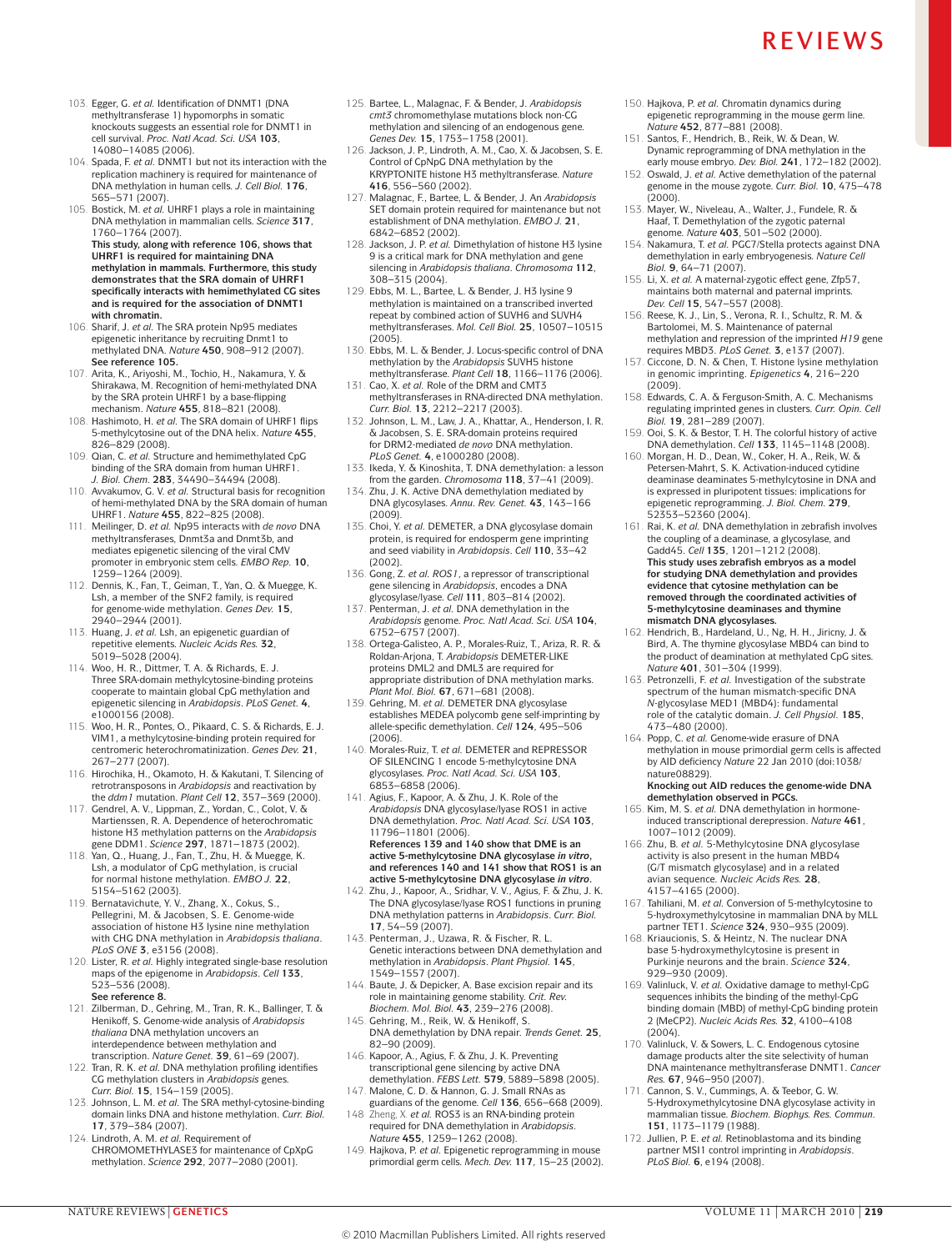103. Egger, G. *et al.* Identification of DNMT1 (DNA methyltransferase 1) hypomorphs in somatic knockouts suggests an essential role for DNMT1 in cell survival. *Proc. Natl Acad. Sci. USA* **103**, 14080–14085 (2006).

104. Spada, F. *et al.* DNMT1 but not its interaction with the replication machinery is required for maintenance of DNA methylation in human cells. *J. Cell Biol.* **176**, 565–571 (2007).

105. Bostick, M. *et al.* UHRF1 plays a role in maintaining DNA methylation in mammalian cells. *Science* **317**, 1760–1764 (2007).
**This study, along with reference 106, shows that UHRF1 is required for maintaining DNA methylation in mammals. Furthermore, this study demonstrates that the SRA domain of UHRF1 specifically interacts with hemimethylated CG sites and is required for the association of DNMT1 with chromatin.**

106. Sharif, J. *et al.* The SRA protein Np95 mediates epigenetic inheritance by recruiting Dnmt1 to methylated DNA. *Nature* **450**, 908–912 (2007).
**See reference 105.**

107. Arita, K., Ariyoshi, M., Tochio, H., Nakamura, Y. & Shirakawa, M. Recognition of hemi-methylated DNA by the SRA protein UHRF1 by a base-flipping mechanism. *Nature* **455**, 818–821 (2008).

108. Hashimoto, H. *et al.* The SRA domain of UHRF1 flips 5-methylcytosine out of the DNA helix. *Nature* **455**, 826–829 (2008).

109. Qian, C. *et al.* Structure and hemimethylated CpG binding of the SRA domain from human UHRF1. *J. Biol. Chem.* **283**, 34490–34494 (2008).

110. Avvakumov, G. V. *et al.* Structural basis for recognition of hemi-methylated DNA by the SRA domain of human UHRF1. *Nature* **455**, 822–825 (2008).

111. Meilinger, D. *et al.* Np95 interacts with *de novo* DNA methyltransferases, Dnmt3a and Dnmt3b, and mediates epigenetic silencing of the viral CMV promoter in embryonic stem cells. *EMBO Rep.* **10**, 1259–1264 (2009).

112. Dennis, K., Fan, T., Geiman, T., Yan, Q. & Muegge, K. Lsh, a member of the SNF2 family, is required for genome-wide methylation. *Genes Dev.* **15**, 2940–2944 (2001).

113. Huang, J. *et al.* Lsh, an epigenetic guardian of repetitive elements. *Nucleic Acids Res.* **32**, 5019–5028 (2004).

114. Woo, H. R., Dittmer, T. A. & Richards, E. J. Three SRA-domain methylcytosine-binding proteins cooperate to maintain global CpG methylation and epigenetic silencing in *Arabidopsis*. *PLoS Genet.* **4**, e1000156 (2008).

115. Woo, H. R., Pontes, O., Pikaard, C. S. & Richards, E. J. VIM1, a methylcytosine-binding protein required for centromeric heterochromatinization. *Genes Dev.* **21**, 267–277 (2007).

116. Hirochika, H., Okamoto, H. & Kakutani, T. Silencing of retrotransposons in *Arabidopsis* and reactivation by the *ddm1* mutation. *Plant Cell* **12**, 357–369 (2000).

117. Gendrel, A. V., Lippman, Z., Yordan, C., Colot, V. & Martienssen, R. A. Dependence of heterochromatic histone H3 methylation patterns on the *Arabidopsis* gene DDM1. *Science* **297**, 1871–1873 (2002).

118. Yan, Q., Huang, J., Fan, T., Zhu, H. & Muegge, K. Lsh, a modulator of CpG methylation, is crucial for normal histone methylation. *EMBO J.* **22**, 5154–5162 (2003).

119. Bernatavichute, Y. V., Zhang, X., Cokus, S., Pellegrini, M. & Jacobsen, S. E. Genome-wide association of histone H3 lysine nine methylation with CHG DNA methylation in *Arabidopsis thaliana*. *PLoS ONE* **3**, e3156 (2008).

120. Lister, R. *et al.* Highly integrated single-base resolution maps of the epigenome in *Arabidopsis*. *Cell* **133**, 523–536 (2008).
**See reference 8.**

121. Zilberman, D., Gehring, M., Tran, R. K., Ballinger, T. & Henikoff, S. Genome-wide analysis of *Arabidopsis thaliana* DNA methylation uncovers an interdependence between methylation and transcription. *Nature Genet.* **39**, 61–69 (2007).

122. Tran, R. K. *et al.* DNA methylation profiling identifies CG methylation clusters in *Arabidopsis* genes. *Curr. Biol.* **15**, 154–159 (2005).

123. Johnson, L. M. *et al.* The SRA methyl-cytosine-binding domain links DNA and histone methylation. *Curr. Biol.* **17**, 379–384 (2007).

124. Lindroth, A. M. *et al.* Requirement of CHROMOMETHYLASE3 for maintenance of CpXpG methylation. *Science* **292**, 2077–2080 (2001).

125. Bartee, L., Malagnac, F. & Bender, J. *Arabidopsis cmt3* chromomethylase mutations block non-CG methylation and silencing of an endogenous gene. *Genes Dev.* **15**, 1753–1758 (2001).

126. Jackson, J. P., Lindroth, A. M., Cao, X. & Jacobsen, S. E. Control of CpNpG DNA methylation by the KRYPTONITE histone H3 methyltransferase. *Nature* **416**, 556–560 (2002).

127. Malagnac, F., Bartee, L. & Bender, J. An *Arabidopsis* SET domain protein required for maintenance but not establishment of DNA methylation. *EMBO J.* **21**, 6842–6852 (2002).

128. Jackson, J. P. *et al.* Dimethylation of histone H3 lysine 9 is a critical mark for DNA methylation and gene silencing in *Arabidopsis thaliana*. *Chromosoma* **112**, 308–315 (2004).

129. Ebbs, M. L., Bartee, L. & Bender, J. H3 lysine 9 methylation is maintained on a transcribed inverted repeat by combined action of SUVH6 and SUVH4 methyltransferases. *Mol. Cell Biol.* **25**, 10507–10515 (2005).

130. Ebbs, M. L. & Bender, J. Locus-specific control of DNA methylation by the *Arabidopsis* SUVH5 histone methyltransferase. *Plant Cell* **18**, 1166–1176 (2006).

131. Cao, X. *et al.* Role of the DRM and CMT3 methyltransferases in RNA-directed DNA methylation. *Curr. Biol.* **13**, 2212–2217 (2003).

132. Johnson, L. M., Law, J. A., Khattar, A., Henderson, I. R. & Jacobsen, S. E. SRA-domain proteins required for DRM2-mediated *de novo* DNA methylation. *PLoS Genet.* **4**, e1000280 (2008).

133. Ikeda, Y. & Kinoshita, T. DNA demethylation: a lesson from the garden. *Chromosoma* **118**, 37–41 (2009).

134. Zhu, J. K. Active DNA demethylation mediated by DNA glycosylases. *Annu. Rev. Genet.* **43**, 143–166 (2009).

135. Choi, Y. *et al.* DEMETER, a DNA glycosylase domain protein, is required for endosperm gene imprinting and seed viability in *Arabidopsis*. *Cell* **110**, 33–42 (2002).

136. Gong, Z. *et al. ROS1*, a repressor of transcriptional gene silencing in *Arabidopsis*, encodes a DNA glycosylase/lyase. *Cell* **111**, 803–814 (2002).

137. Penterman, J. *et al.* DNA demethylation in the *Arabidopsis* genome. *Proc. Natl Acad. Sci. USA* **104**, 6752–6757 (2007).

138. Ortega-Galisteo, A. P., Morales-Ruiz, T., Ariza, R. R. & Roldan-Arjona, T. *Arabidopsis* DEMETER-LIKE proteins DML2 and DML3 are required for appropriate distribution of DNA methylation marks. *Plant Mol. Biol.* **67**, 671–681 (2008).

139. Gehring, M. *et al.* DEMETER DNA glycosylase establishes MEDEA polycomb gene self-imprinting by allele-specific demethylation. *Cell* **124**, 495–506 (2006).

140. Morales-Ruiz, T. *et al.* DEMETER and REPRESSOR OF SILENCING 1 encode 5-methylcytosine DNA glycosylases. *Proc. Natl Acad. Sci. USA* **103**, 6853–6858 (2006).

141. Agius, F., Kapoor, A. & Zhu, J. K. Role of the *Arabidopsis* DNA glycosylase/lyase ROS1 in active DNA demethylation. *Proc. Natl Acad. Sci. USA* **103**, 11796–11801 (2006).
**References 139 and 140 show that DME is an active 5-methylcytosine DNA glycosylase *in vitro*, and references 140 and 141 show that ROS1 is an active 5-methylcytosine DNA glycosylase *in vitro*.**

142. Zhu, J., Kapoor, A., Sridhar, V. V., Agius, F. & Zhu, J. K. The DNA glycosylase/lyase ROS1 functions in pruning DNA methylation patterns in *Arabidopsis*. *Curr. Biol.* **17**, 54–59 (2007).

143. Penterman, J., Uzawa, R. & Fischer, R. L. Genetic interactions between DNA demethylation and methylation in *Arabidopsis*. *Plant Physiol.* **145**, 1549–1557 (2007).

144. Baute, J. & Depicker, A. Base excision repair and its role in maintaining genome stability. *Crit. Rev. Biochem. Mol. Biol.* **43**, 239–276 (2008).

145. Gehring, M., Reik, W. & Henikoff, S. DNA demethylation by DNA repair. *Trends Genet.* **25**, 82–90 (2009).

146. Kapoor, A., Agius, F. & Zhu, J. K. Preventing transcriptional gene silencing by active DNA demethylation. *FEBS Lett.* **579**, 5889–5898 (2005).

147. Malone, C. D. & Hannon, G. J. Small RNAs as guardians of the genome. *Cell* **136**, 656–668 (2009).

148. Zheng, X. *et al.* ROS3 is an RNA-binding protein required for DNA demethylation in *Arabidopsis*. *Nature* **455**, 1259–1262 (2008).

149. Hajkova, P. *et al.* Epigenetic reprogramming in mouse primordial germ cells. *Mech. Dev.* **117**, 15–23 (2002).

150. Hajkova, P. *et al.* Chromatin dynamics during epigenetic reprogramming in the mouse germ line. *Nature* **452**, 877–881 (2008).

151. Santos, F., Hendrich, B., Reik, W. & Dean, W. Dynamic reprogramming of DNA methylation in the early mouse embryo. *Dev. Biol.* **241**, 172–182 (2002).

152. Oswald, J. *et al.* Active demethylation of the paternal genome in the mouse zygote. *Curr. Biol.* **10**, 475–478 (2000).

153. Mayer, W., Niveleau, A., Walter, J., Fundele, R. & Haaf, T. Demethylation of the zygotic paternal genome. *Nature* **403**, 501–502 (2000).

154. Nakamura, T. *et al.* PGC7/Stella protects against DNA demethylation in early embryogenesis. *Nature Cell Biol.* **9**, 64–71 (2007).

155. Li, X. *et al.* A maternal-zygotic effect gene, Zfp57, maintains both maternal and paternal imprints. *Dev. Cell* **15**, 547–557 (2008).

156. Reese, K. J., Lin, S., Verona, R. I., Schultz, R. M. & Bartolomei, M. S. Maintenance of paternal methylation and repression of the imprinted *H19* gene requires MBD3. *PLoS Genet.* **3**, e137 (2007).

157. Ciccone, D. N. & Chen, T. Histone lysine methylation in genomic imprinting. *Epigenetics* **4**, 216–220 (2009).

158. Edwards, C. A. & Ferguson-Smith, A. C. Mechanisms regulating imprinted genes in clusters. *Curr. Opin. Cell Biol.* **19**, 281–289 (2007).

159. Ooi, S. K. & Bestor, T. H. The colorful history of active DNA demethylation. *Cell* **133**, 1145–1148 (2008).

160. Morgan, H. D., Dean, W., Coker, H. A., Reik, W. & Petersen-Mahrt, S. K. Activation-induced cytidine deaminase deaminates 5-methylcytosine in DNA and is expressed in pluripotent tissues: implications for epigenetic reprogramming. *J. Biol. Chem.* **279**, 52353–52360 (2004).

161. Rai, K. *et al.* DNA demethylation in zebrafish involves the coupling of a deaminase, a glycosylase, and Gadd45. *Cell* **135**, 1201–1212 (2008).
**This study uses zebrafish embryos as a model for studying DNA demethylation and provides evidence that cytosine methylation can be removed through the coordinated activities of 5-methylcytosine deaminases and thymine mismatch DNA glycosylases.**

162. Hendrich, B., Hardeland, U., Ng, H. H., Jiricny, J. & Bird, A. The thymine glycosylase MBD4 can bind to the product of deamination at methylated CpG sites. *Nature* **401**, 301–304 (1999).

163. Petronzelli, F. *et al.* Investigation of the substrate spectrum of the human mismatch-specific DNA *N*-glycosylase MED1 (MBD4): fundamental role of the catalytic domain. *J. Cell Physiol.* **185**, 473–480 (2000).

164. Popp, C. *et al.* Genome-wide erasure of DNA methylation in mouse primordial germ cells is affected by AID deficiency *Nature* 22 Jan 2010 (doi:1038/nature08829).
**Knocking out AID reduces the genome-wide DNA demethylation observed in PGCs.**

165. Kim, M. S. *et al.* DNA demethylation in hormone-induced transcriptional derepression. *Nature* **461**, 1007–1012 (2009).

166. Zhu, B. *et al.* 5-Methylcytosine DNA glycosylase activity is also present in the human MBD4 (G/T mismatch glycosylase) and in a related avian sequence. *Nucleic Acids Res.* **28**, 4157–4165 (2000).

167. Tahiliani, M. *et al.* Conversion of 5-methylcytosine to 5-hydroxymethylcytosine in mammalian DNA by MLL partner TET1. *Science* **324**, 930–935 (2009).

168. Kriaucionis, S. & Heintz, N. The nuclear DNA base 5-hydroxymethylcytosine is present in Purkinje neurons and the brain. *Science* **324**, 929–930 (2009).

169. Valinluck, V. *et al.* Oxidative damage to methyl-CpG sequences inhibits the binding of the methyl-CpG binding domain (MBD) of methyl-CpG binding protein 2 (MeCP2). *Nucleic Acids Res.* **32**, 4100–4108 (2004).

170. Valinluck, V. & Sowers, L. C. Endogenous cytosine damage products alter the site selectivity of human DNA maintenance methyltransferase DNMT1. *Cancer Res.* **67**, 946–950 (2007).

171. Cannon, S. V., Cummings, A. & Teebor, G. W. 5-Hydroxymethylcytosine DNA glycosylase activity in mammalian tissue. *Biochem. Biophys. Res. Commun.* **151**, 1173–1179 (1988).

172. Jullien, P. E. *et al.* Retinoblastoma and its binding partner MSI1 control imprinting in *Arabidopsis*. *PLoS Biol.* **6**, e194 (2008).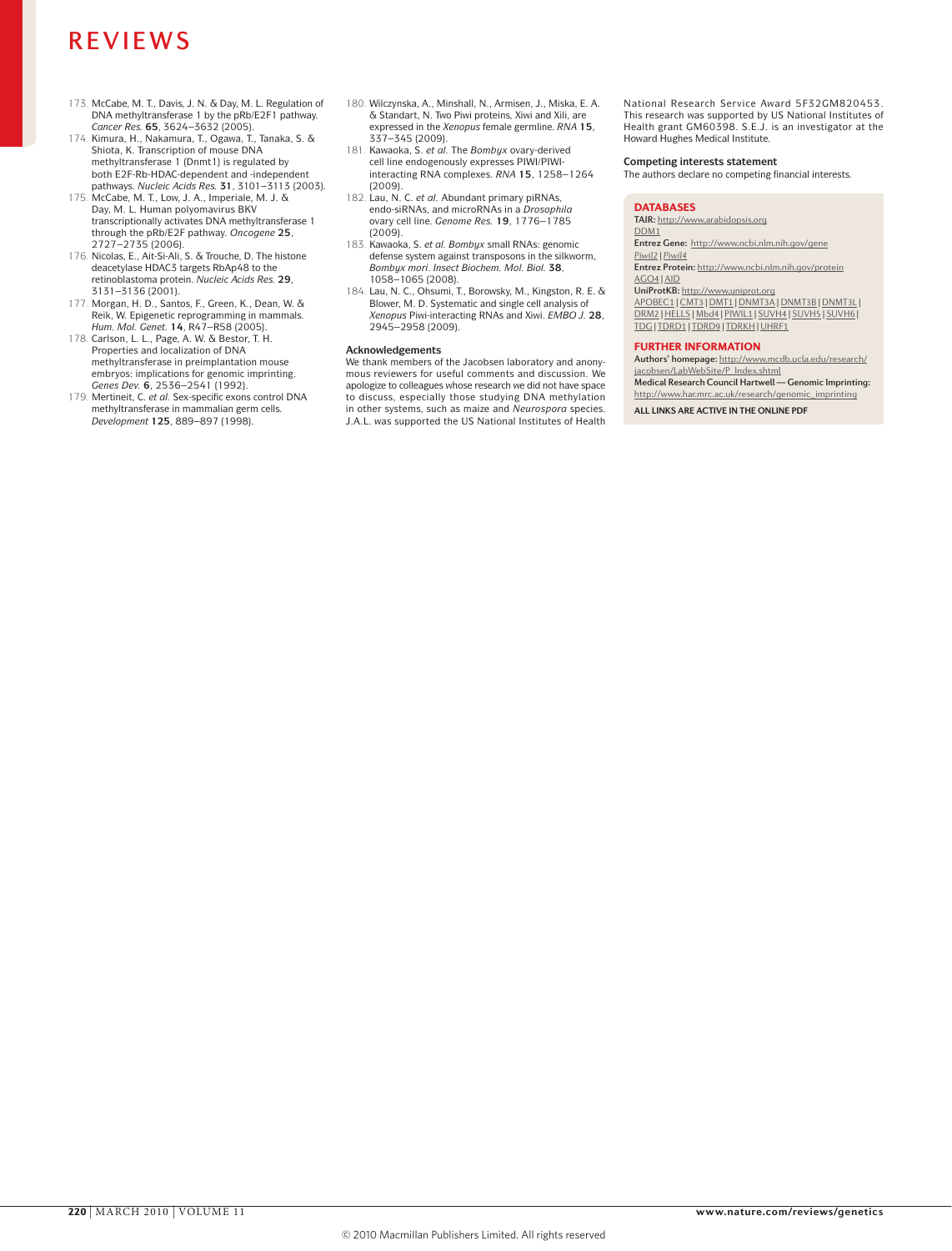173. McCabe, M. T., Davis, J. N. & Day, M. L. Regulation of DNA methyltransferase 1 by the pRb/E2F1 pathway. *Cancer Res.* **65**, 3624–3632 (2005).
174. Kimura, H., Nakamura, T., Ogawa, T., Tanaka, S. & Shiota, K. Transcription of mouse DNA methyltransferase 1 (Dnmt1) is regulated by both E2F-Rb-HDAC-dependent and -independent pathways. *Nucleic Acids Res.* **31**, 3101–3113 (2003).
175. McCabe, M. T., Low, J. A., Imperiale, M. J. & Day, M. L. Human polyomavirus BKV transcriptionally activates DNA methyltransferase 1 through the pRb/E2F pathway. *Oncogene* **25**, 2727–2735 (2006).
176. Nicolas, E., Ait-Si-Ali, S. & Trouche, D. The histone deacetylase HDAC3 targets RbAp48 to the retinoblastoma protein. *Nucleic Acids Res.* **29**, 3131–3136 (2001).
177. Morgan, H. D., Santos, F., Green, K., Dean, W. & Reik, W. Epigenetic reprogramming in mammals. *Hum. Mol. Genet.* **14**, R47–R58 (2005).
178. Carlson, L. L., Page, A. W. & Bestor, T. H. Properties and localization of DNA methyltransferase in preimplantation mouse embryos: implications for genomic imprinting. *Genes Dev.* **6**, 2536–2541 (1992).
179. Mertineit, C. *et al.* Sex-specific exons control DNA methyltransferase in mammalian germ cells. *Development* **125**, 889–897 (1998).
180. Wilczynska, A., Minshall, N., Armisen, J., Miska, E. A. & Standart, N. Two Piwi proteins, Xiwi and Xili, are expressed in the *Xenopus* female germline. *RNA* **15**, 337–345 (2009).
181. Kawaoka, S. *et al.* The *Bombyx* ovary-derived cell line endogenously expresses PIWI/PIWI-interacting RNA complexes. *RNA* **15**, 1258–1264 (2009).
182. Lau, N. C. *et al.* Abundant primary piRNAs, endo-siRNAs, and microRNAs in a *Drosophila* ovary cell line. *Genome Res.* **19**, 1776–1785 (2009).
183. Kawaoka, S. *et al. Bombyx* small RNAs: genomic defense system against transposons in the silkworm, *Bombyx mori*. *Insect Biochem. Mol. Biol.* **38**, 1058–1065 (2008).
184. Lau, N. C., Ohsumi, T., Borowsky, M., Kingston, R. E. & Blower, M. D. Systematic and single cell analysis of *Xenopus* Piwi-interacting RNAs and Xiwi. *EMBO J.* **28**, 2945–2958 (2009).

### Acknowledgements

We thank members of the Jacobsen laboratory and anonymous reviewers for useful comments and discussion. We apologize to colleagues whose research we did not have space to discuss, especially those studying DNA methylation in other systems, such as maize and *Neurospora* species. J.A.L. was supported the US National Institutes of Health National Research Service Award 5F32GM820453. This research was supported by US National Institutes of Health grant GM60398. S.E.J. is an investigator at the Howard Hughes Medical Institute.

### Competing interests statement

The authors declare no competing financial interests.

## DATABASES

**TAIR:** http://www.arabidopsis.org
DDM1
**Entrez Gene:** http://www.ncbi.nlm.nih.gov/gene
*Piwil2* | *Piwil4*
**Entrez Protein:** http://www.ncbi.nlm.nih.gov/protein
AGO4 | AID
**UniProtKB:** http://www.uniprot.org
APOBEC1 | CMT3 | DMT1 | DNMT3A | DNMT3B | DNMT3L | DRM2 | HELLS | Mbd4 | PIWIL1 | SUVH4 | SUVH5 | SUVH6 | TDG | TDRD1 | TDRD9 | TDRKH | UHRF1

## FURTHER INFORMATION

**Authors' homepage:** http://www.mcdb.ucla.edu/research/jacobsen/LabWebSite/P_Index.shtml
**Medical Research Council Hartwell — Genomic Imprinting:** http://www.har.mrc.ac.uk/research/genomic_imprinting

**ALL LINKS ARE ACTIVE IN THE ONLINE PDF**